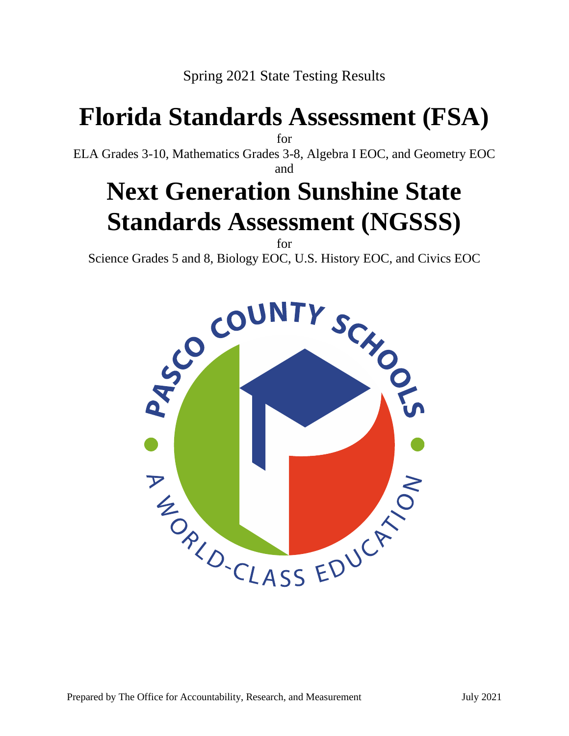Spring 2021 State Testing Results

# Florida Standards Assessment (FSA)

for

ELA Grades 3-10, Mathematics Grades 3-8, Algebra I EOC, and Geometry EOC

and

# Next Generation Sunshine State Standards Assessment (NGSSS)

for

Science Grades 5 and 8, Biology EOC, U.S. History EOC, and Civics EOC

PASCO COUNTY SCHOOLS

A WORLD-CLASS EDUCATION

Prepared by The Office for Accountability, Research, and Measurement July 2021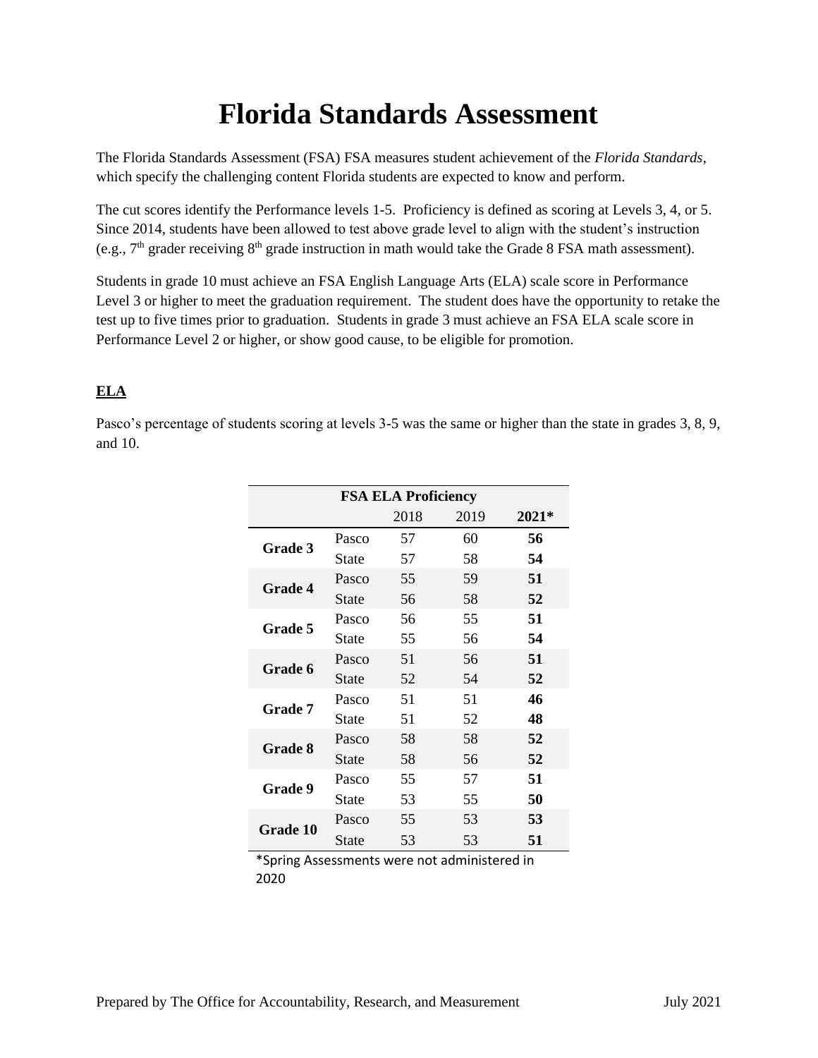# Florida Standards Assessment

The Florida Standards Assessment (FSA) FSA measures student achievement of the *Florida Standards*, which specify the challenging content Florida students are expected to know and perform.

The cut scores identify the Performance levels 1-5. Proficiency is defined as scoring at Levels 3, 4, or 5. Since 2014, students have been allowed to test above grade level to align with the student's instruction (e.g., 7th grader receiving 8th grade instruction in math would take the Grade 8 FSA math assessment).

Students in grade 10 must achieve an FSA English Language Arts (ELA) scale score in Performance Level 3 or higher to meet the graduation requirement. The student does have the opportunity to retake the test up to five times prior to graduation. Students in grade 3 must achieve an FSA ELA scale score in Performance Level 2 or higher, or show good cause, to be eligible for promotion.

## ELA

Pasco's percentage of students scoring at levels 3-5 was the same or higher than the state in grades 3, 8, 9, and 10.

| FSA ELA Proficiency | | | | |
|---|---|---|---|---|
| | | 2018 | 2019 | **2021*** |
| **Grade 3** | Pasco | 57 | 60 | **56** |
| | State | 57 | 58 | **54** |
| **Grade 4** | Pasco | 55 | 59 | **51** |
| | State | 56 | 58 | **52** |
| **Grade 5** | Pasco | 56 | 55 | **51** |
| | State | 55 | 56 | **54** |
| **Grade 6** | Pasco | 51 | 56 | **51** |
| | State | 52 | 54 | **52** |
| **Grade 7** | Pasco | 51 | 51 | **46** |
| | State | 51 | 52 | **48** |
| **Grade 8** | Pasco | 58 | 58 | **52** |
| | State | 58 | 56 | **52** |
| **Grade 9** | Pasco | 55 | 57 | **51** |
| | State | 53 | 55 | **50** |
| **Grade 10** | Pasco | 55 | 53 | **53** |
| | State | 53 | 53 | **51** |

*Spring Assessments were not administered in 2020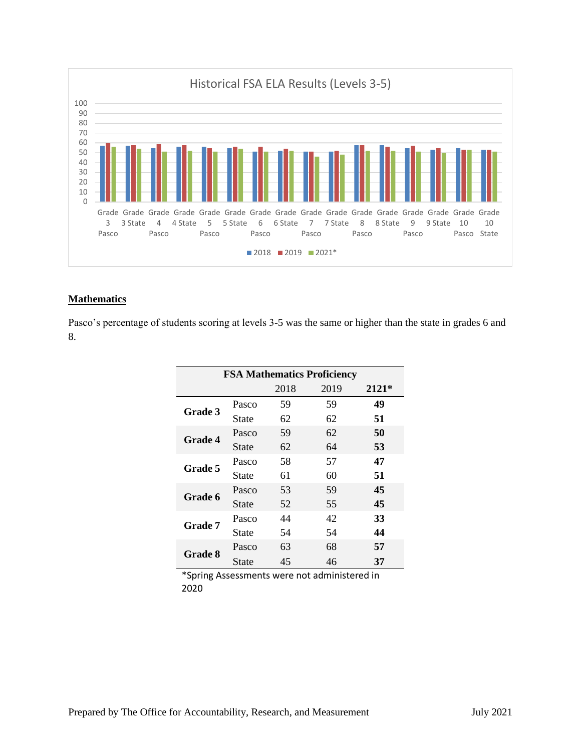Historical FSA ELA Results (Levels 3-5)

## Mathematics

Pasco's percentage of students scoring at levels 3-5 was the same or higher than the state in grades 6 and 8.

| FSA Mathematics Proficiency | | | | |
|---|---|---|---|---|
| | | 2018 | 2019 | **2121*** |
| **Grade 3** | Pasco | 59 | 59 | **49** |
| | State | 62 | 62 | **51** |
| **Grade 4** | Pasco | 59 | 62 | **50** |
| | State | 62 | 64 | **53** |
| **Grade 5** | Pasco | 58 | 57 | **47** |
| | State | 61 | 60 | **51** |
| **Grade 6** | Pasco | 53 | 59 | **45** |
| | State | 52 | 55 | **45** |
| **Grade 7** | Pasco | 44 | 42 | **33** |
| | State | 54 | 54 | **44** |
| **Grade 8** | Pasco | 63 | 68 | **57** |
| | State | 45 | 46 | **37** |

*Spring Assessments were not administered in 2020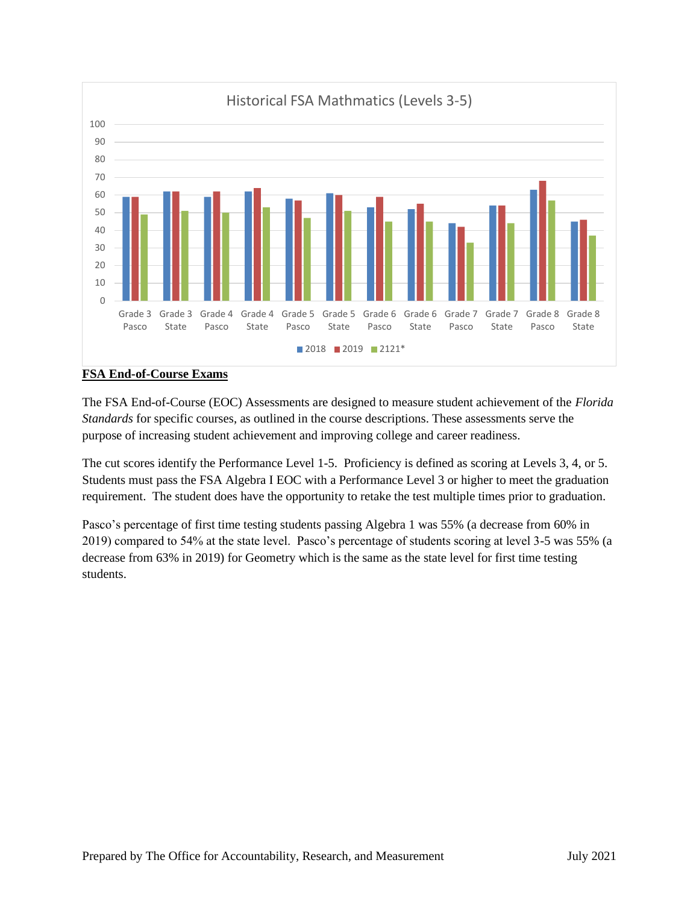**Historical FSA Mathmatics (Levels 3-5)**

| | 2018 | 2019 | 2121* |
|---|---|---|---|
| Grade 3 Pasco | 59 | 59 | 49 |
| Grade 3 State | 62 | 62 | 51 |
| Grade 4 Pasco | 59 | 62 | 50 |
| Grade 4 State | 62 | 64 | 53 |
| Grade 5 Pasco | 58 | 57 | 47 |
| Grade 5 State | 61 | 60 | 51 |
| Grade 6 Pasco | 53 | 59 | 45 |
| Grade 6 State | 52 | 55 | 45 |
| Grade 7 Pasco | 44 | 42 | 33 |
| Grade 7 State | 54 | 54 | 44 |
| Grade 8 Pasco | 63 | 68 | 57 |
| Grade 8 State | 45 | 46 | 37 |

## FSA End-of-Course Exams

The FSA End-of-Course (EOC) Assessments are designed to measure student achievement of the *Florida Standards* for specific courses, as outlined in the course descriptions. These assessments serve the purpose of increasing student achievement and improving college and career readiness.

The cut scores identify the Performance Level 1-5. Proficiency is defined as scoring at Levels 3, 4, or 5. Students must pass the FSA Algebra I EOC with a Performance Level 3 or higher to meet the graduation requirement. The student does have the opportunity to retake the test multiple times prior to graduation.

Pasco's percentage of first time testing students passing Algebra 1 was 55% (a decrease from 60% in 2019) compared to 54% at the state level. Pasco's percentage of students scoring at level 3-5 was 55% (a decrease from 63% in 2019) for Geometry which is the same as the state level for first time testing students.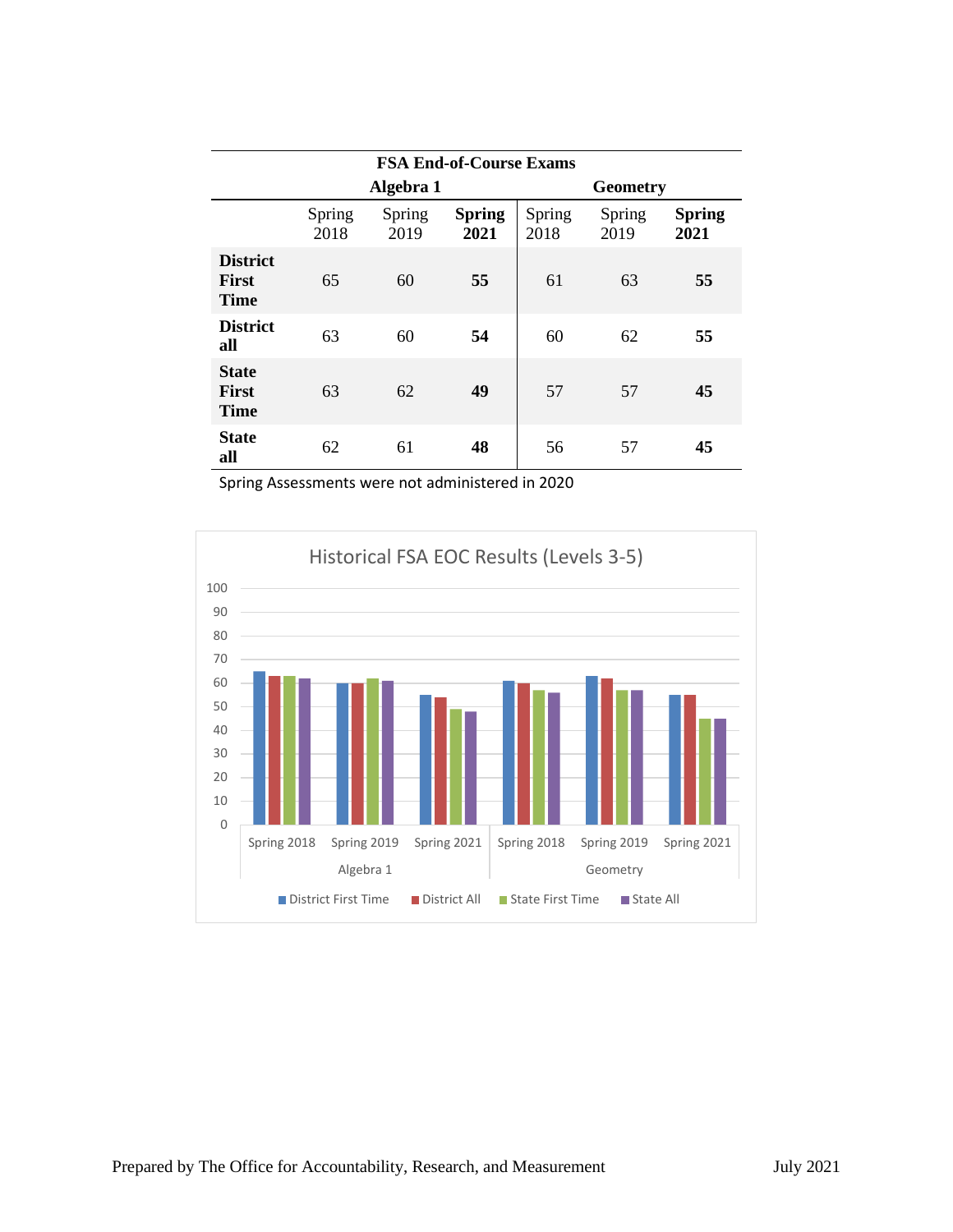| FSA End-of-Course Exams | | | | | | |
|---|---|---|---|---|---|---|
| | Algebra 1 | | | Geometry | | |
| | Spring 2018 | Spring 2019 | **Spring 2021** | Spring 2018 | Spring 2019 | **Spring 2021** |
| **District First Time** | 65 | 60 | **55** | 61 | 63 | **55** |
| **District all** | 63 | 60 | **54** | 60 | 62 | **55** |
| **State First Time** | 63 | 62 | **49** | 57 | 57 | **45** |
| **State all** | 62 | 61 | **48** | 56 | 57 | **45** |

Spring Assessments were not administered in 2020

Historical FSA EOC Results (Levels 3-5)

| | | District First Time | District All | State First Time | State All |
|---|---|---|---|---|---|
| Algebra 1 | Spring 2018 | 65 | 63 | 63 | 62 |
| | Spring 2019 | 60 | 60 | 62 | 61 |
| | Spring 2021 | 55 | 54 | 49 | 48 |
| Geometry | Spring 2018 | 61 | 60 | 57 | 56 |
| | Spring 2019 | 63 | 62 | 57 | 57 |
| | Spring 2021 | 55 | 55 | 45 | 45 |

Prepared by The Office for Accountability, Research, and Measurement July 2021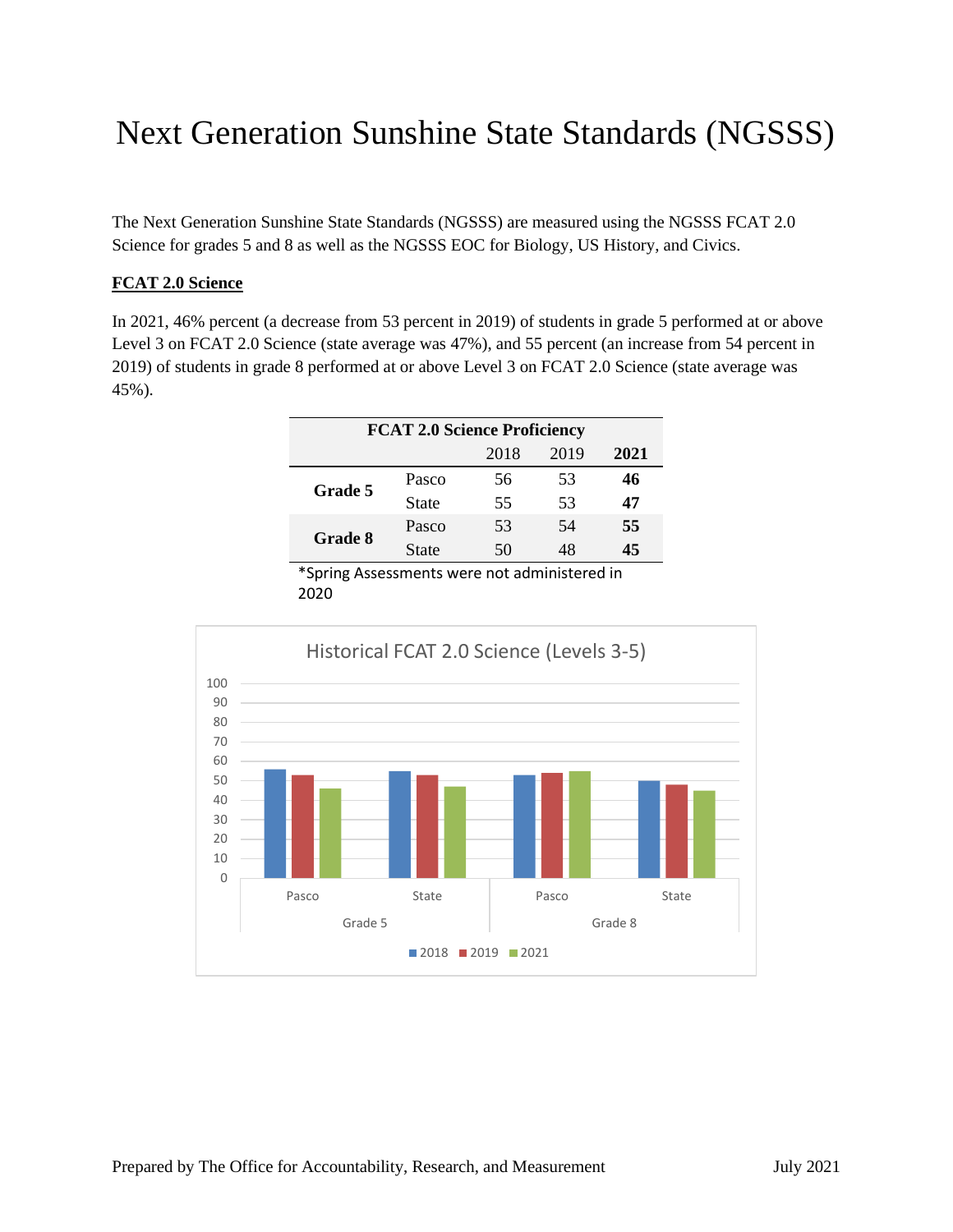# Next Generation Sunshine State Standards (NGSSS)

The Next Generation Sunshine State Standards (NGSSS) are measured using the NGSSS FCAT 2.0 Science for grades 5 and 8 as well as the NGSSS EOC for Biology, US History, and Civics.

## FCAT 2.0 Science

In 2021, 46% percent (a decrease from 53 percent in 2019) of students in grade 5 performed at or above Level 3 on FCAT 2.0 Science (state average was 47%), and 55 percent (an increase from 54 percent in 2019) of students in grade 8 performed at or above Level 3 on FCAT 2.0 Science (state average was 45%).

| FCAT 2.0 Science Proficiency | | | | |
|---|---|---|---|---|
| | | 2018 | 2019 | **2021** |
| **Grade 5** | Pasco | 56 | 53 | **46** |
| | State | 55 | 53 | **47** |
| **Grade 8** | Pasco | 53 | 54 | **55** |
| | State | 50 | 48 | **45** |

*Spring Assessments were not administered in 2020

Historical FCAT 2.0 Science (Levels 3-5)

| | | 2018 | 2019 | 2021 |
|---|---|---|---|---|
| Grade 5 | Pasco | 56 | 53 | 46 |
| | State | 55 | 53 | 47 |
| Grade 8 | Pasco | 53 | 54 | 55 |
| | State | 50 | 48 | 45 |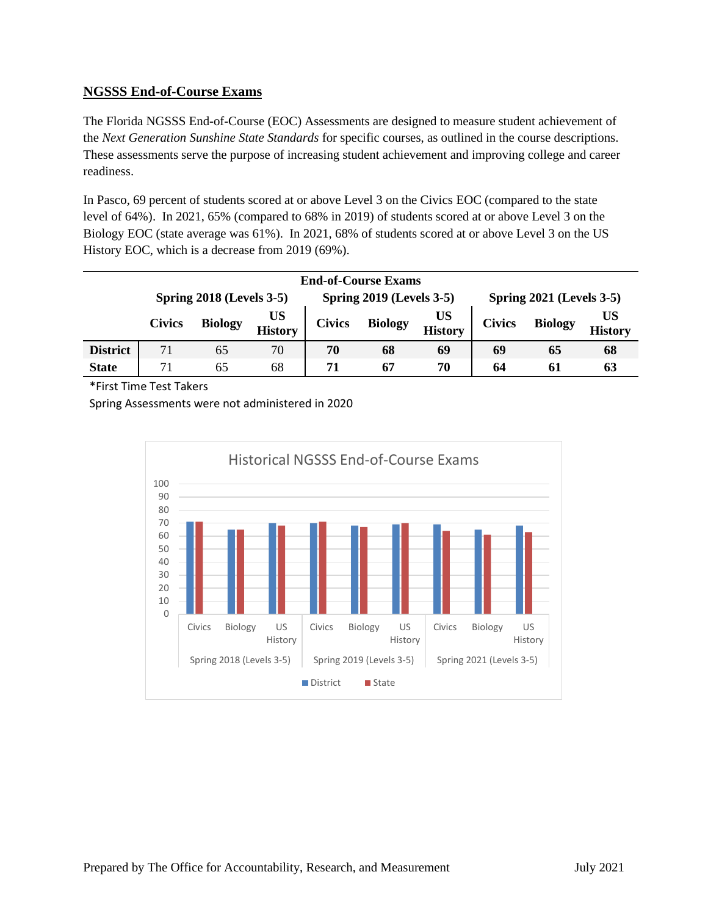## NGSSS End-of-Course Exams

The Florida NGSSS End-of-Course (EOC) Assessments are designed to measure student achievement of the *Next Generation Sunshine State Standards* for specific courses, as outlined in the course descriptions. These assessments serve the purpose of increasing student achievement and improving college and career readiness.

In Pasco, 69 percent of students scored at or above Level 3 on the Civics EOC (compared to the state level of 64%). In 2021, 65% (compared to 68% in 2019) of students scored at or above Level 3 on the Biology EOC (state average was 61%). In 2021, 68% of students scored at or above Level 3 on the US History EOC, which is a decrease from 2019 (69%).

| End-of-Course Exams | Spring 2018 (Levels 3-5) | | | Spring 2019 (Levels 3-5) | | | Spring 2021 (Levels 3-5) | | |
|---|---|---|---|---|---|---|---|---|---|
| | Civics | Biology | US History | Civics | Biology | US History | Civics | Biology | US History |
| **District** | 71 | 65 | 70 | **70** | **68** | **69** | **69** | **65** | **68** |
| **State** | 71 | 65 | 68 | **71** | **67** | **70** | **64** | **61** | **63** |

*First Time Test Takers

Spring Assessments were not administered in 2020

Historical NGSSS End-of-Course Exams

| | Spring 2018 (Levels 3-5) | | | Spring 2019 (Levels 3-5) | | | Spring 2021 (Levels 3-5) | | |
|---|---|---|---|---|---|---|---|---|---|
| | Civics | Biology | US History | Civics | Biology | US History | Civics | Biology | US History |
| District | 71 | 65 | 70 | 70 | 68 | 69 | 69 | 65 | 68 |
| State | 71 | 65 | 68 | 71 | 67 | 70 | 64 | 61 | 63 |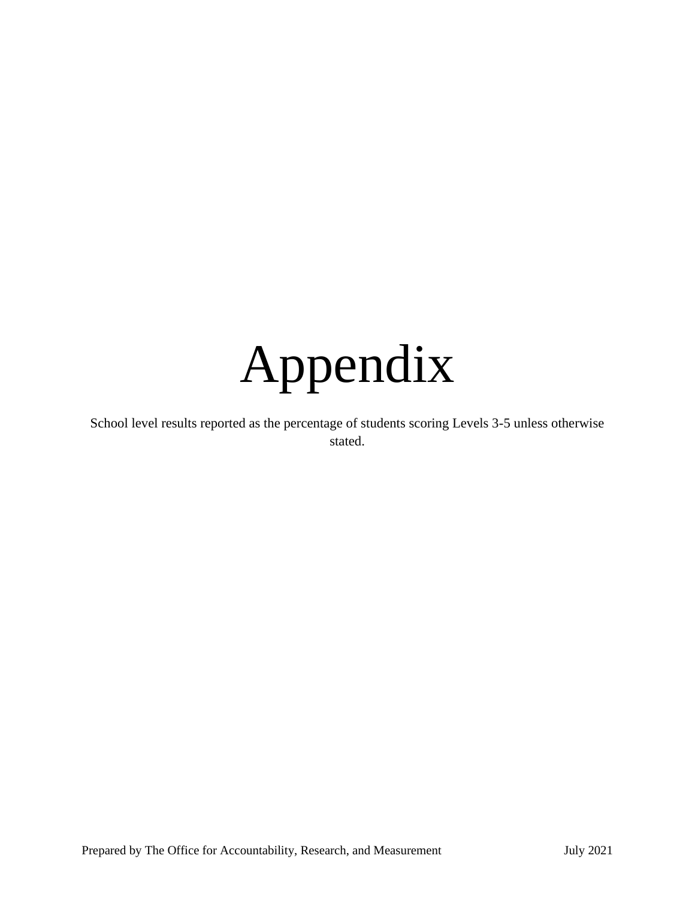# Appendix

School level results reported as the percentage of students scoring Levels 3-5 unless otherwise stated.

Prepared by The Office for Accountability, Research, and Measurement July 2021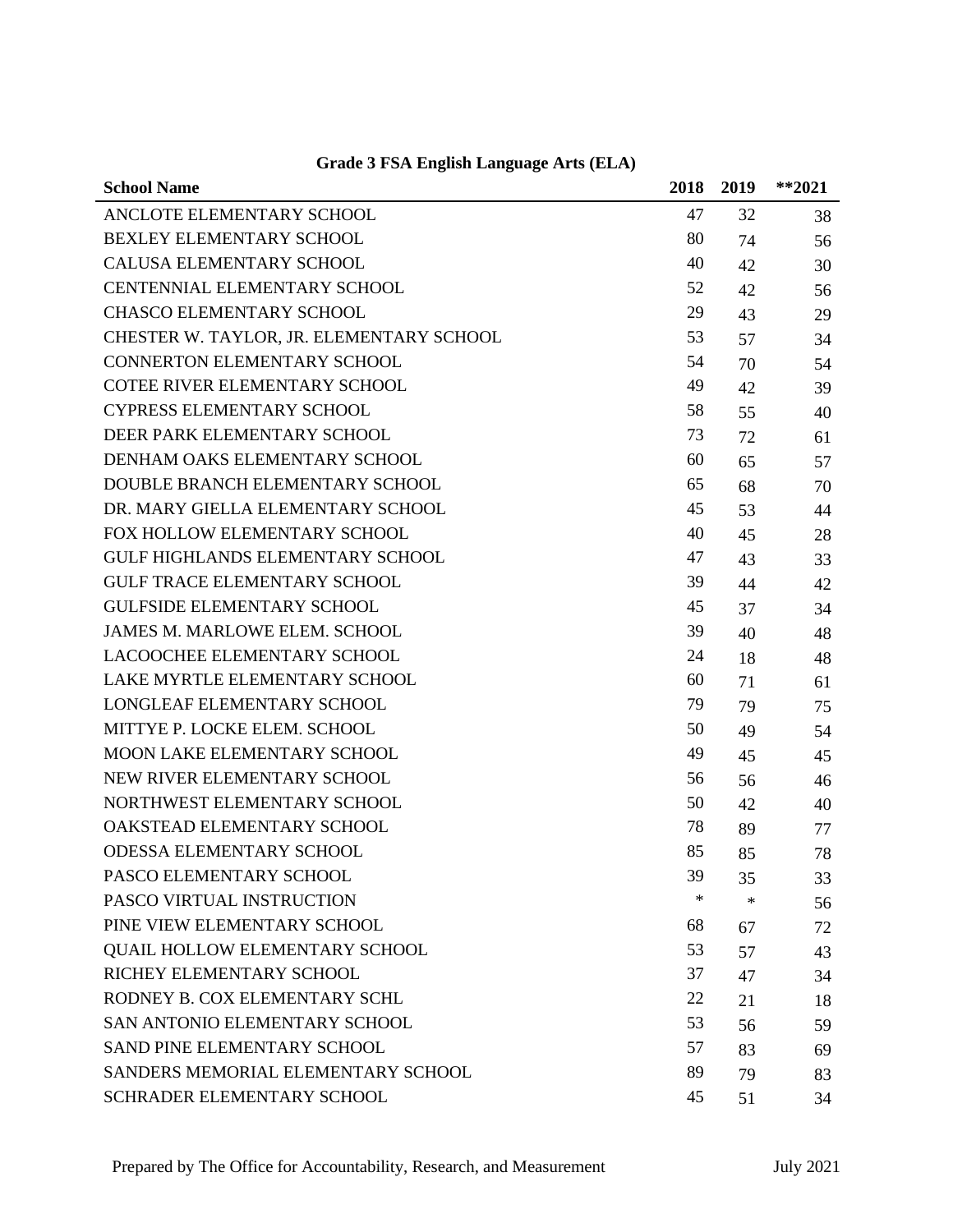## Grade 3 FSA English Language Arts (ELA)

| School Name | 2018 | 2019 | **2021 |
|---|---|---|---|
| ANCLOTE ELEMENTARY SCHOOL | 47 | 32 | 38 |
| BEXLEY ELEMENTARY SCHOOL | 80 | 74 | 56 |
| CALUSA ELEMENTARY SCHOOL | 40 | 42 | 30 |
| CENTENNIAL ELEMENTARY SCHOOL | 52 | 42 | 56 |
| CHASCO ELEMENTARY SCHOOL | 29 | 43 | 29 |
| CHESTER W. TAYLOR, JR. ELEMENTARY SCHOOL | 53 | 57 | 34 |
| CONNERTON ELEMENTARY SCHOOL | 54 | 70 | 54 |
| COTEE RIVER ELEMENTARY SCHOOL | 49 | 42 | 39 |
| CYPRESS ELEMENTARY SCHOOL | 58 | 55 | 40 |
| DEER PARK ELEMENTARY SCHOOL | 73 | 72 | 61 |
| DENHAM OAKS ELEMENTARY SCHOOL | 60 | 65 | 57 |
| DOUBLE BRANCH ELEMENTARY SCHOOL | 65 | 68 | 70 |
| DR. MARY GIELLA ELEMENTARY SCHOOL | 45 | 53 | 44 |
| FOX HOLLOW ELEMENTARY SCHOOL | 40 | 45 | 28 |
| GULF HIGHLANDS ELEMENTARY SCHOOL | 47 | 43 | 33 |
| GULF TRACE ELEMENTARY SCHOOL | 39 | 44 | 42 |
| GULFSIDE ELEMENTARY SCHOOL | 45 | 37 | 34 |
| JAMES M. MARLOWE ELEM. SCHOOL | 39 | 40 | 48 |
| LACOOCHEE ELEMENTARY SCHOOL | 24 | 18 | 48 |
| LAKE MYRTLE ELEMENTARY SCHOOL | 60 | 71 | 61 |
| LONGLEAF ELEMENTARY SCHOOL | 79 | 79 | 75 |
| MITTYE P. LOCKE ELEM. SCHOOL | 50 | 49 | 54 |
| MOON LAKE ELEMENTARY SCHOOL | 49 | 45 | 45 |
| NEW RIVER ELEMENTARY SCHOOL | 56 | 56 | 46 |
| NORTHWEST ELEMENTARY SCHOOL | 50 | 42 | 40 |
| OAKSTEAD ELEMENTARY SCHOOL | 78 | 89 | 77 |
| ODESSA ELEMENTARY SCHOOL | 85 | 85 | 78 |
| PASCO ELEMENTARY SCHOOL | 39 | 35 | 33 |
| PASCO VIRTUAL INSTRUCTION | * | * | 56 |
| PINE VIEW ELEMENTARY SCHOOL | 68 | 67 | 72 |
| QUAIL HOLLOW ELEMENTARY SCHOOL | 53 | 57 | 43 |
| RICHEY ELEMENTARY SCHOOL | 37 | 47 | 34 |
| RODNEY B. COX ELEMENTARY SCHL | 22 | 21 | 18 |
| SAN ANTONIO ELEMENTARY SCHOOL | 53 | 56 | 59 |
| SAND PINE ELEMENTARY SCHOOL | 57 | 83 | 69 |
| SANDERS MEMORIAL ELEMENTARY SCHOOL | 89 | 79 | 83 |
| SCHRADER ELEMENTARY SCHOOL | 45 | 51 | 34 |

Prepared by The Office for Accountability, Research, and Measurement July 2021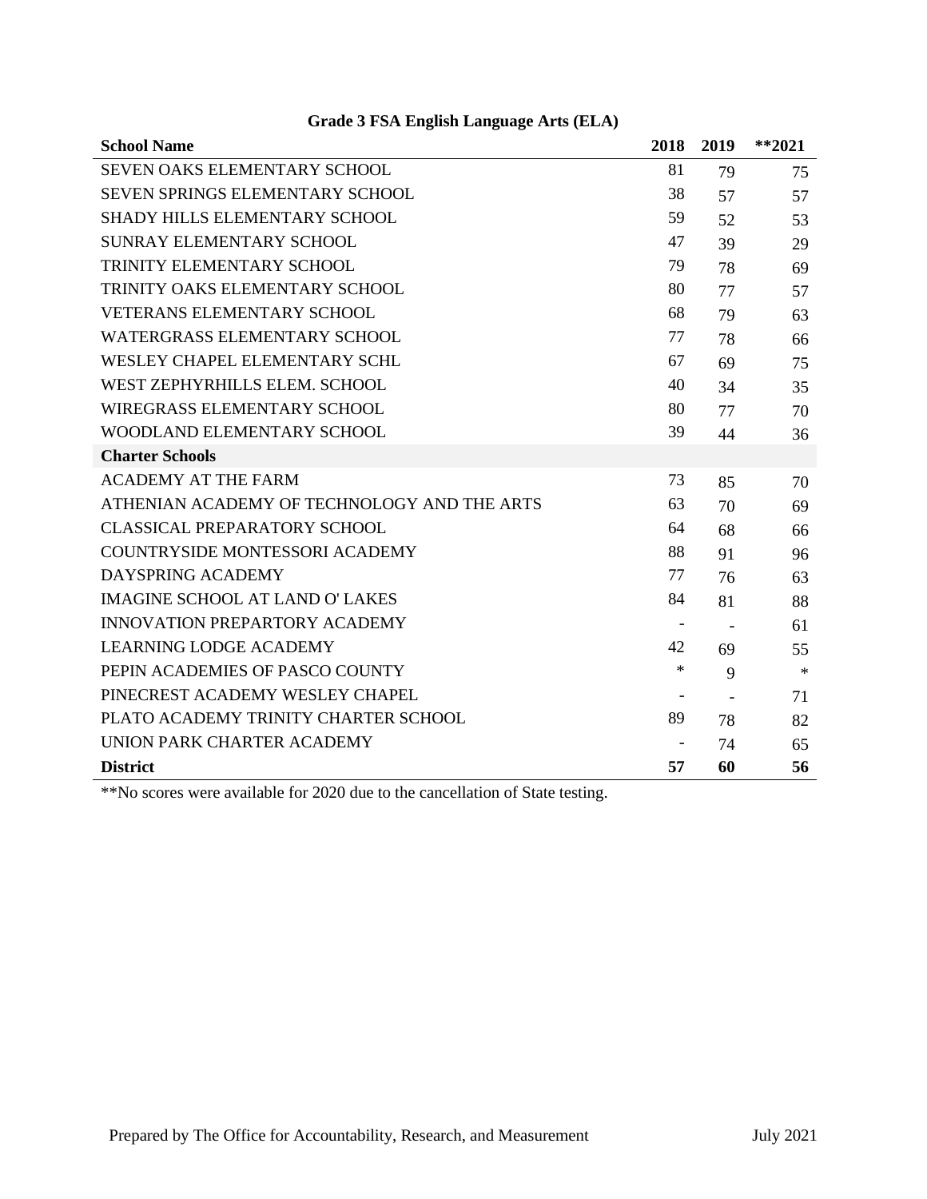## Grade 3 FSA English Language Arts (ELA)

| School Name | 2018 | 2019 | **2021 |
|---|---|---|---|
| SEVEN OAKS ELEMENTARY SCHOOL | 81 | 79 | 75 |
| SEVEN SPRINGS ELEMENTARY SCHOOL | 38 | 57 | 57 |
| SHADY HILLS ELEMENTARY SCHOOL | 59 | 52 | 53 |
| SUNRAY ELEMENTARY SCHOOL | 47 | 39 | 29 |
| TRINITY ELEMENTARY SCHOOL | 79 | 78 | 69 |
| TRINITY OAKS ELEMENTARY SCHOOL | 80 | 77 | 57 |
| VETERANS ELEMENTARY SCHOOL | 68 | 79 | 63 |
| WATERGRASS ELEMENTARY SCHOOL | 77 | 78 | 66 |
| WESLEY CHAPEL ELEMENTARY SCHL | 67 | 69 | 75 |
| WEST ZEPHYRHILLS ELEM. SCHOOL | 40 | 34 | 35 |
| WIREGRASS ELEMENTARY SCHOOL | 80 | 77 | 70 |
| WOODLAND ELEMENTARY SCHOOL | 39 | 44 | 36 |
| **Charter Schools** | | | |
| ACADEMY AT THE FARM | 73 | 85 | 70 |
| ATHENIAN ACADEMY OF TECHNOLOGY AND THE ARTS | 63 | 70 | 69 |
| CLASSICAL PREPARATORY SCHOOL | 64 | 68 | 66 |
| COUNTRYSIDE MONTESSORI ACADEMY | 88 | 91 | 96 |
| DAYSPRING ACADEMY | 77 | 76 | 63 |
| IMAGINE SCHOOL AT LAND O' LAKES | 84 | 81 | 88 |
| INNOVATION PREPARTORY ACADEMY | - | - | 61 |
| LEARNING LODGE ACADEMY | 42 | 69 | 55 |
| PEPIN ACADEMIES OF PASCO COUNTY | * | 9 | * |
| PINECREST ACADEMY WESLEY CHAPEL | - | - | 71 |
| PLATO ACADEMY TRINITY CHARTER SCHOOL | 89 | 78 | 82 |
| UNION PARK CHARTER ACADEMY | - | 74 | 65 |
| **District** | **57** | **60** | **56** |

**No scores were available for 2020 due to the cancellation of State testing.

Prepared by The Office for Accountability, Research, and Measurement July 2021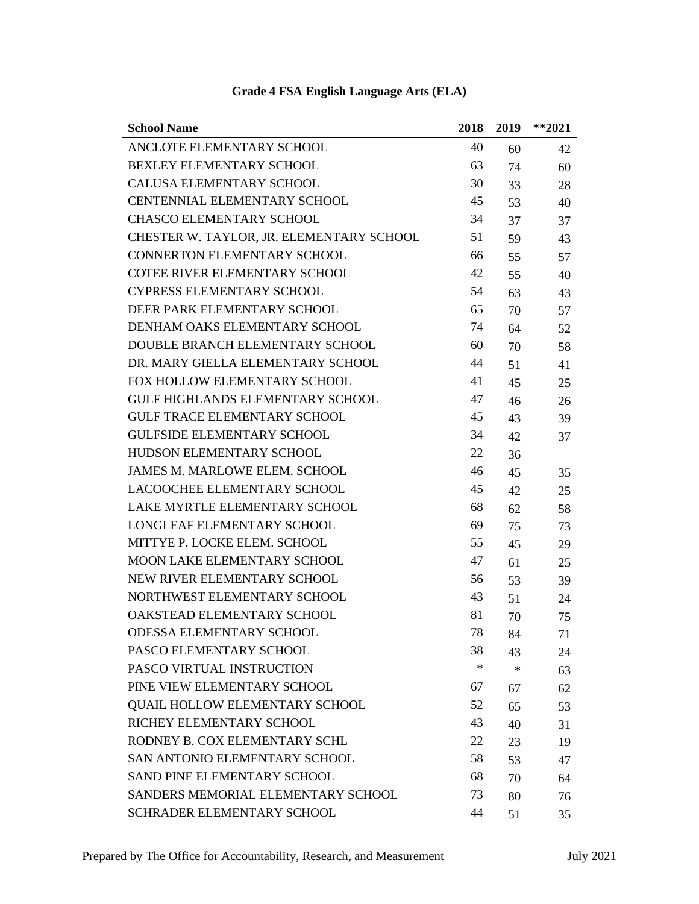## Grade 4 FSA English Language Arts (ELA)

| School Name | 2018 | 2019 | **2021 |
|---|---|---|---|
| ANCLOTE ELEMENTARY SCHOOL | 40 | 60 | 42 |
| BEXLEY ELEMENTARY SCHOOL | 63 | 74 | 60 |
| CALUSA ELEMENTARY SCHOOL | 30 | 33 | 28 |
| CENTENNIAL ELEMENTARY SCHOOL | 45 | 53 | 40 |
| CHASCO ELEMENTARY SCHOOL | 34 | 37 | 37 |
| CHESTER W. TAYLOR, JR. ELEMENTARY SCHOOL | 51 | 59 | 43 |
| CONNERTON ELEMENTARY SCHOOL | 66 | 55 | 57 |
| COTEE RIVER ELEMENTARY SCHOOL | 42 | 55 | 40 |
| CYPRESS ELEMENTARY SCHOOL | 54 | 63 | 43 |
| DEER PARK ELEMENTARY SCHOOL | 65 | 70 | 57 |
| DENHAM OAKS ELEMENTARY SCHOOL | 74 | 64 | 52 |
| DOUBLE BRANCH ELEMENTARY SCHOOL | 60 | 70 | 58 |
| DR. MARY GIELLA ELEMENTARY SCHOOL | 44 | 51 | 41 |
| FOX HOLLOW ELEMENTARY SCHOOL | 41 | 45 | 25 |
| GULF HIGHLANDS ELEMENTARY SCHOOL | 47 | 46 | 26 |
| GULF TRACE ELEMENTARY SCHOOL | 45 | 43 | 39 |
| GULFSIDE ELEMENTARY SCHOOL | 34 | 42 | 37 |
| HUDSON ELEMENTARY SCHOOL | 22 | 36 | |
| JAMES M. MARLOWE ELEM. SCHOOL | 46 | 45 | 35 |
| LACOOCHEE ELEMENTARY SCHOOL | 45 | 42 | 25 |
| LAKE MYRTLE ELEMENTARY SCHOOL | 68 | 62 | 58 |
| LONGLEAF ELEMENTARY SCHOOL | 69 | 75 | 73 |
| MITTYE P. LOCKE ELEM. SCHOOL | 55 | 45 | 29 |
| MOON LAKE ELEMENTARY SCHOOL | 47 | 61 | 25 |
| NEW RIVER ELEMENTARY SCHOOL | 56 | 53 | 39 |
| NORTHWEST ELEMENTARY SCHOOL | 43 | 51 | 24 |
| OAKSTEAD ELEMENTARY SCHOOL | 81 | 70 | 75 |
| ODESSA ELEMENTARY SCHOOL | 78 | 84 | 71 |
| PASCO ELEMENTARY SCHOOL | 38 | 43 | 24 |
| PASCO VIRTUAL INSTRUCTION | * | * | 63 |
| PINE VIEW ELEMENTARY SCHOOL | 67 | 67 | 62 |
| QUAIL HOLLOW ELEMENTARY SCHOOL | 52 | 65 | 53 |
| RICHEY ELEMENTARY SCHOOL | 43 | 40 | 31 |
| RODNEY B. COX ELEMENTARY SCHL | 22 | 23 | 19 |
| SAN ANTONIO ELEMENTARY SCHOOL | 58 | 53 | 47 |
| SAND PINE ELEMENTARY SCHOOL | 68 | 70 | 64 |
| SANDERS MEMORIAL ELEMENTARY SCHOOL | 73 | 80 | 76 |
| SCHRADER ELEMENTARY SCHOOL | 44 | 51 | 35 |

Prepared by The Office for Accountability, Research, and Measurement July 2021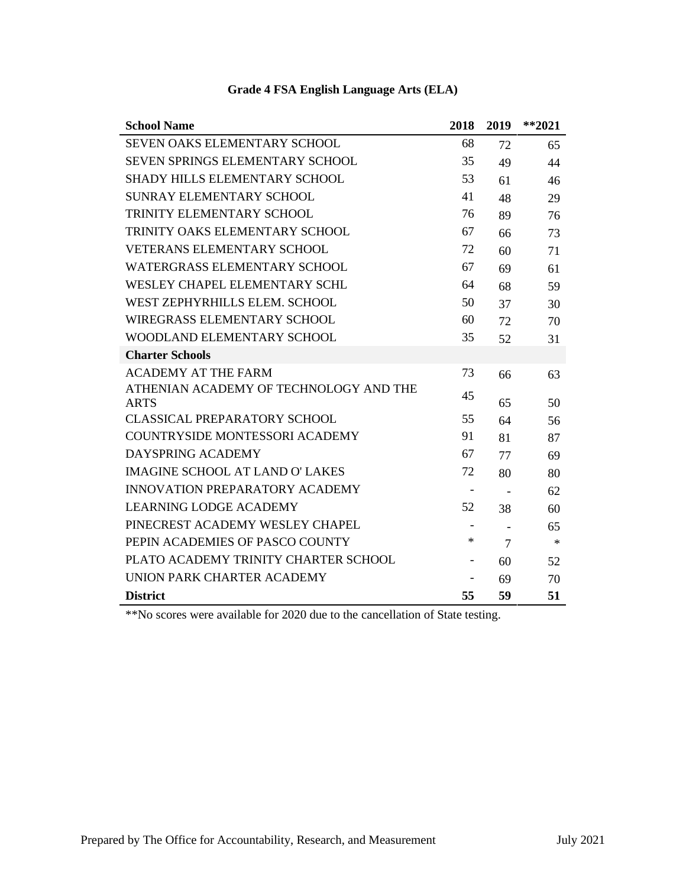## Grade 4 FSA English Language Arts (ELA)

| School Name | 2018 | 2019 | **2021 |
|---|---|---|---|
| SEVEN OAKS ELEMENTARY SCHOOL | 68 | 72 | 65 |
| SEVEN SPRINGS ELEMENTARY SCHOOL | 35 | 49 | 44 |
| SHADY HILLS ELEMENTARY SCHOOL | 53 | 61 | 46 |
| SUNRAY ELEMENTARY SCHOOL | 41 | 48 | 29 |
| TRINITY ELEMENTARY SCHOOL | 76 | 89 | 76 |
| TRINITY OAKS ELEMENTARY SCHOOL | 67 | 66 | 73 |
| VETERANS ELEMENTARY SCHOOL | 72 | 60 | 71 |
| WATERGRASS ELEMENTARY SCHOOL | 67 | 69 | 61 |
| WESLEY CHAPEL ELEMENTARY SCHL | 64 | 68 | 59 |
| WEST ZEPHYRHILLS ELEM. SCHOOL | 50 | 37 | 30 |
| WIREGRASS ELEMENTARY SCHOOL | 60 | 72 | 70 |
| WOODLAND ELEMENTARY SCHOOL | 35 | 52 | 31 |
| **Charter Schools** | | | |
| ACADEMY AT THE FARM | 73 | 66 | 63 |
| ATHENIAN ACADEMY OF TECHNOLOGY AND THE ARTS | 45 | 65 | 50 |
| CLASSICAL PREPARATORY SCHOOL | 55 | 64 | 56 |
| COUNTRYSIDE MONTESSORI ACADEMY | 91 | 81 | 87 |
| DAYSPRING ACADEMY | 67 | 77 | 69 |
| IMAGINE SCHOOL AT LAND O' LAKES | 72 | 80 | 80 |
| INNOVATION PREPARATORY ACADEMY | - | - | 62 |
| LEARNING LODGE ACADEMY | 52 | 38 | 60 |
| PINECREST ACADEMY WESLEY CHAPEL | - | - | 65 |
| PEPIN ACADEMIES OF PASCO COUNTY | * | 7 | * |
| PLATO ACADEMY TRINITY CHARTER SCHOOL | - | 60 | 52 |
| UNION PARK CHARTER ACADEMY | - | 69 | 70 |
| **District** | **55** | **59** | **51** |

**No scores were available for 2020 due to the cancellation of State testing.

Prepared by The Office for Accountability, Research, and Measurement July 2021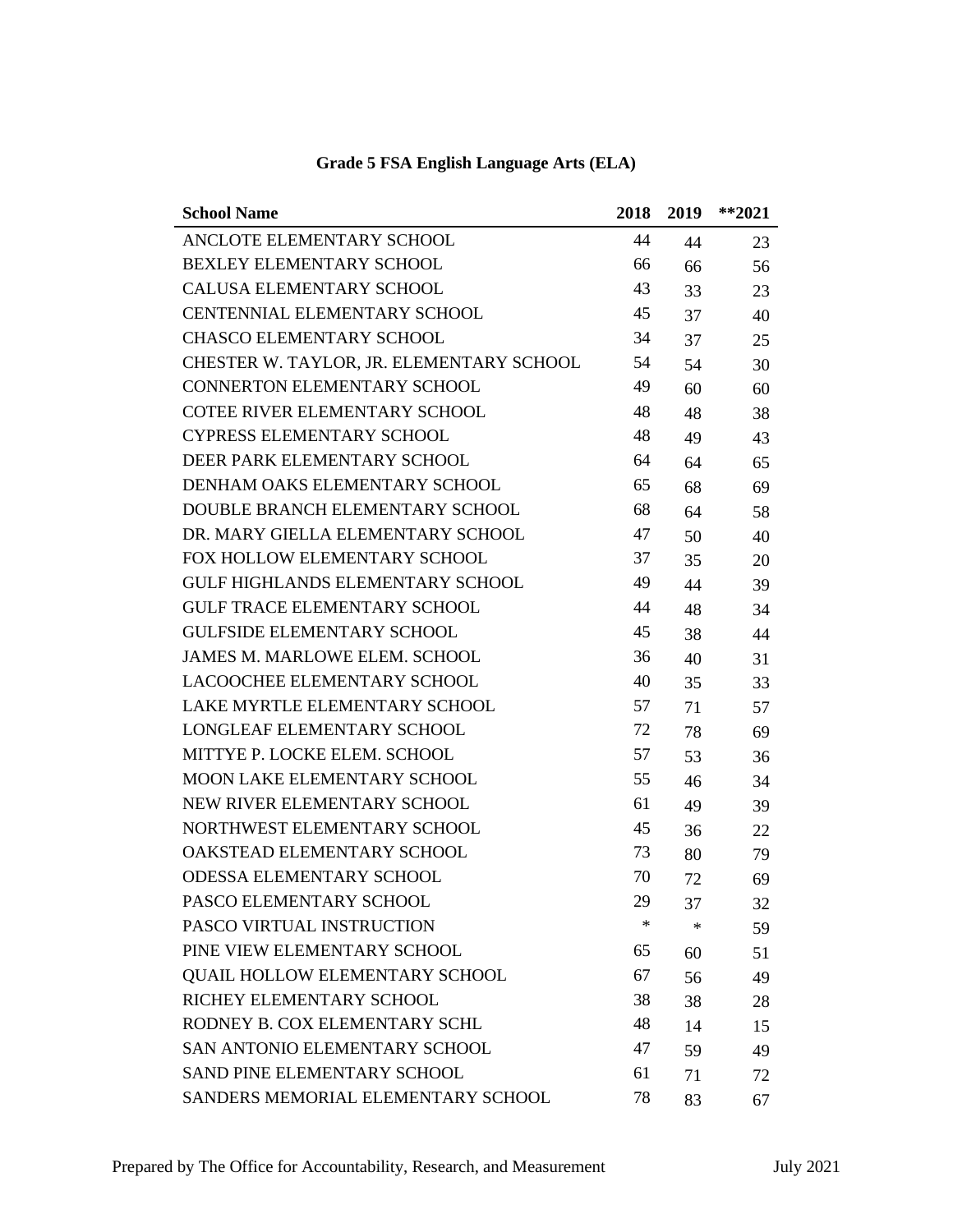## Grade 5 FSA English Language Arts (ELA)

| School Name | 2018 | 2019 | **2021 |
|---|---|---|---|
| ANCLOTE ELEMENTARY SCHOOL | 44 | 44 | 23 |
| BEXLEY ELEMENTARY SCHOOL | 66 | 66 | 56 |
| CALUSA ELEMENTARY SCHOOL | 43 | 33 | 23 |
| CENTENNIAL ELEMENTARY SCHOOL | 45 | 37 | 40 |
| CHASCO ELEMENTARY SCHOOL | 34 | 37 | 25 |
| CHESTER W. TAYLOR, JR. ELEMENTARY SCHOOL | 54 | 54 | 30 |
| CONNERTON ELEMENTARY SCHOOL | 49 | 60 | 60 |
| COTEE RIVER ELEMENTARY SCHOOL | 48 | 48 | 38 |
| CYPRESS ELEMENTARY SCHOOL | 48 | 49 | 43 |
| DEER PARK ELEMENTARY SCHOOL | 64 | 64 | 65 |
| DENHAM OAKS ELEMENTARY SCHOOL | 65 | 68 | 69 |
| DOUBLE BRANCH ELEMENTARY SCHOOL | 68 | 64 | 58 |
| DR. MARY GIELLA ELEMENTARY SCHOOL | 47 | 50 | 40 |
| FOX HOLLOW ELEMENTARY SCHOOL | 37 | 35 | 20 |
| GULF HIGHLANDS ELEMENTARY SCHOOL | 49 | 44 | 39 |
| GULF TRACE ELEMENTARY SCHOOL | 44 | 48 | 34 |
| GULFSIDE ELEMENTARY SCHOOL | 45 | 38 | 44 |
| JAMES M. MARLOWE ELEM. SCHOOL | 36 | 40 | 31 |
| LACOOCHEE ELEMENTARY SCHOOL | 40 | 35 | 33 |
| LAKE MYRTLE ELEMENTARY SCHOOL | 57 | 71 | 57 |
| LONGLEAF ELEMENTARY SCHOOL | 72 | 78 | 69 |
| MITTYE P. LOCKE ELEM. SCHOOL | 57 | 53 | 36 |
| MOON LAKE ELEMENTARY SCHOOL | 55 | 46 | 34 |
| NEW RIVER ELEMENTARY SCHOOL | 61 | 49 | 39 |
| NORTHWEST ELEMENTARY SCHOOL | 45 | 36 | 22 |
| OAKSTEAD ELEMENTARY SCHOOL | 73 | 80 | 79 |
| ODESSA ELEMENTARY SCHOOL | 70 | 72 | 69 |
| PASCO ELEMENTARY SCHOOL | 29 | 37 | 32 |
| PASCO VIRTUAL INSTRUCTION | * | * | 59 |
| PINE VIEW ELEMENTARY SCHOOL | 65 | 60 | 51 |
| QUAIL HOLLOW ELEMENTARY SCHOOL | 67 | 56 | 49 |
| RICHEY ELEMENTARY SCHOOL | 38 | 38 | 28 |
| RODNEY B. COX ELEMENTARY SCHL | 48 | 14 | 15 |
| SAN ANTONIO ELEMENTARY SCHOOL | 47 | 59 | 49 |
| SAND PINE ELEMENTARY SCHOOL | 61 | 71 | 72 |
| SANDERS MEMORIAL ELEMENTARY SCHOOL | 78 | 83 | 67 |

Prepared by The Office for Accountability, Research, and Measurement July 2021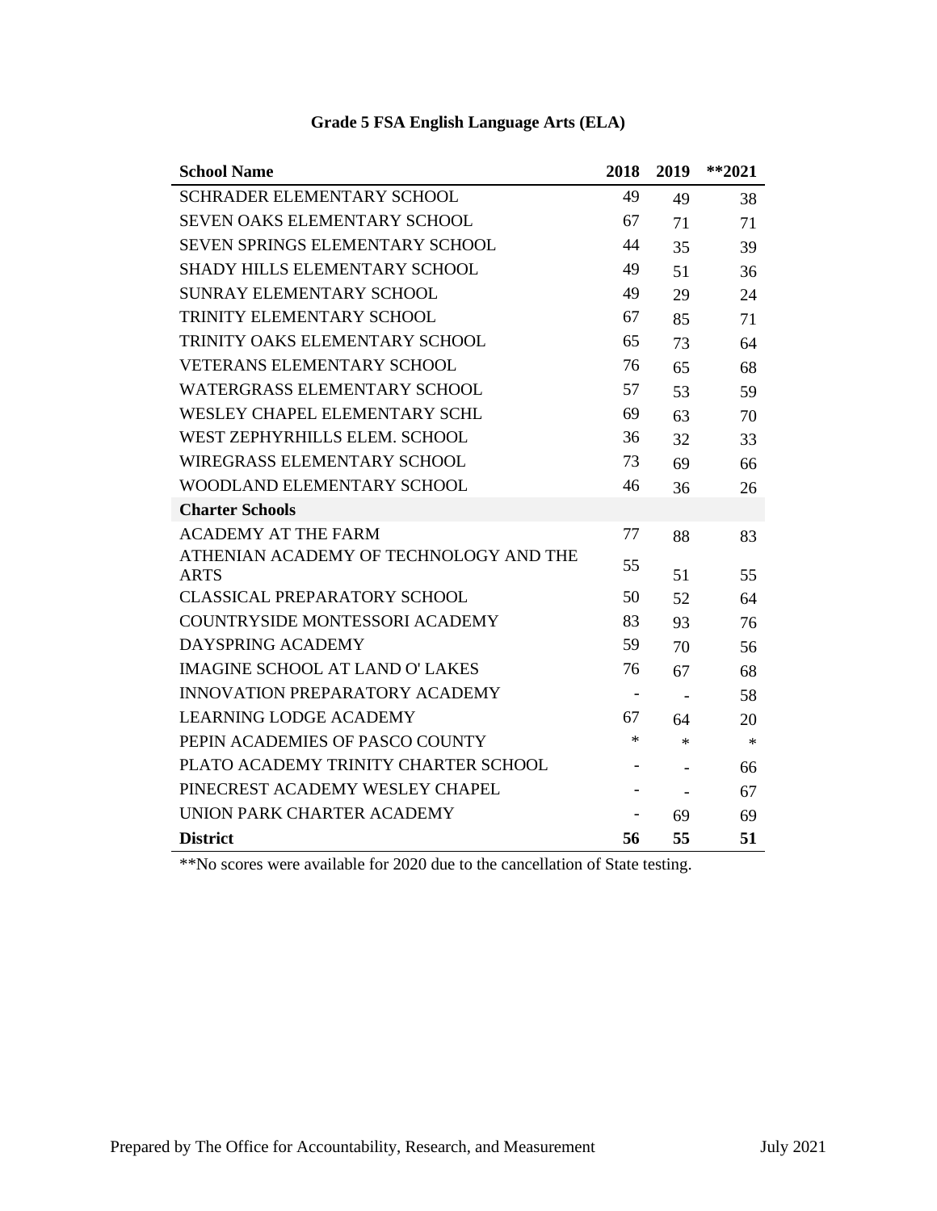## Grade 5 FSA English Language Arts (ELA)

| School Name | 2018 | 2019 | **2021 |
|---|---|---|---|
| SCHRADER ELEMENTARY SCHOOL | 49 | 49 | 38 |
| SEVEN OAKS ELEMENTARY SCHOOL | 67 | 71 | 71 |
| SEVEN SPRINGS ELEMENTARY SCHOOL | 44 | 35 | 39 |
| SHADY HILLS ELEMENTARY SCHOOL | 49 | 51 | 36 |
| SUNRAY ELEMENTARY SCHOOL | 49 | 29 | 24 |
| TRINITY ELEMENTARY SCHOOL | 67 | 85 | 71 |
| TRINITY OAKS ELEMENTARY SCHOOL | 65 | 73 | 64 |
| VETERANS ELEMENTARY SCHOOL | 76 | 65 | 68 |
| WATERGRASS ELEMENTARY SCHOOL | 57 | 53 | 59 |
| WESLEY CHAPEL ELEMENTARY SCHL | 69 | 63 | 70 |
| WEST ZEPHYRHILLS ELEM. SCHOOL | 36 | 32 | 33 |
| WIREGRASS ELEMENTARY SCHOOL | 73 | 69 | 66 |
| WOODLAND ELEMENTARY SCHOOL | 46 | 36 | 26 |
| **Charter Schools** | | | |
| ACADEMY AT THE FARM | 77 | 88 | 83 |
| ATHENIAN ACADEMY OF TECHNOLOGY AND THE ARTS | 55 | 51 | 55 |
| CLASSICAL PREPARATORY SCHOOL | 50 | 52 | 64 |
| COUNTRYSIDE MONTESSORI ACADEMY | 83 | 93 | 76 |
| DAYSPRING ACADEMY | 59 | 70 | 56 |
| IMAGINE SCHOOL AT LAND O' LAKES | 76 | 67 | 68 |
| INNOVATION PREPARATORY ACADEMY | - | - | 58 |
| LEARNING LODGE ACADEMY | 67 | 64 | 20 |
| PEPIN ACADEMIES OF PASCO COUNTY | * | * | * |
| PLATO ACADEMY TRINITY CHARTER SCHOOL | - | - | 66 |
| PINECREST ACADEMY WESLEY CHAPEL | - | - | 67 |
| UNION PARK CHARTER ACADEMY | - | 69 | 69 |
| **District** | **56** | **55** | **51** |

**No scores were available for 2020 due to the cancellation of State testing.

Prepared by The Office for Accountability, Research, and Measurement July 2021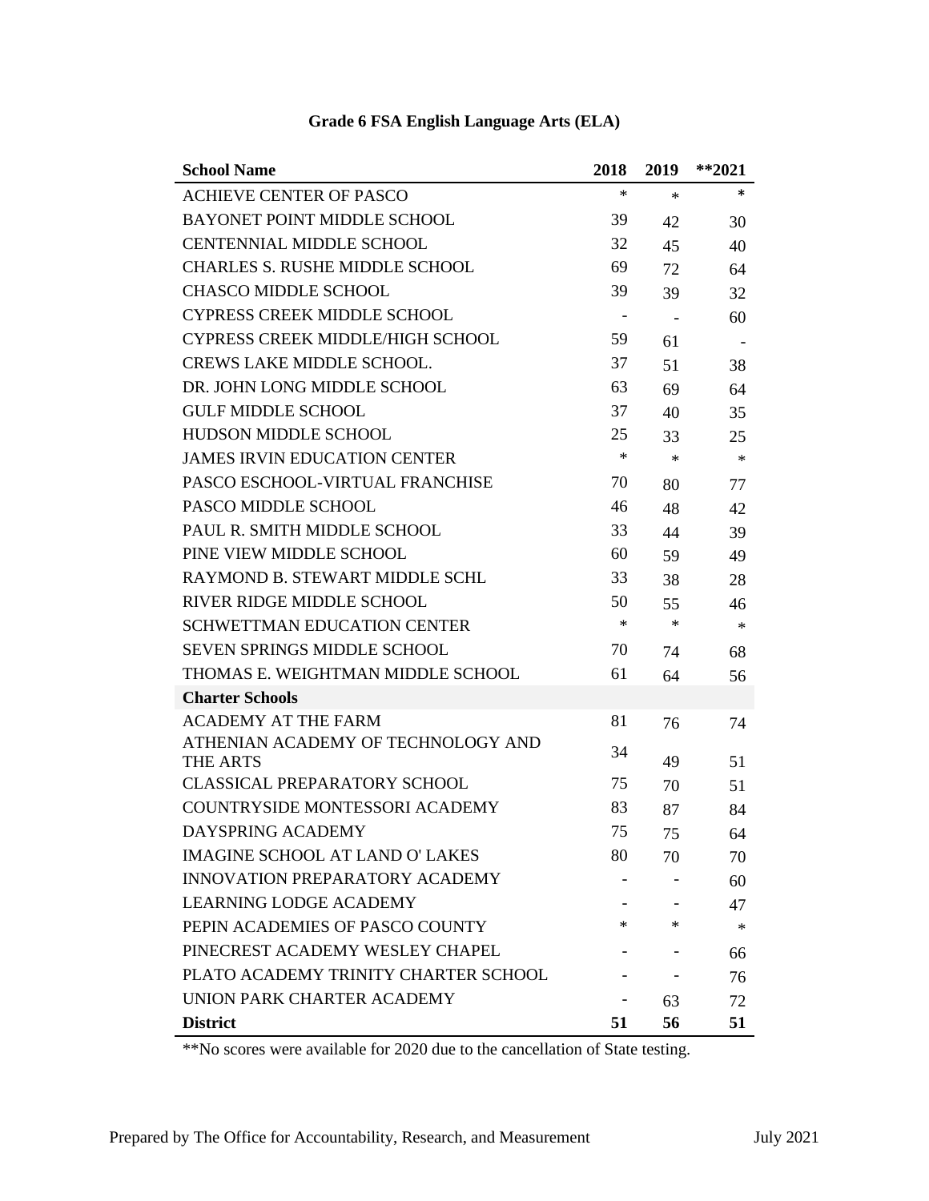## Grade 6 FSA English Language Arts (ELA)

| School Name | 2018 | 2019 | **2021 |
|---|---|---|---|
| ACHIEVE CENTER OF PASCO | * | * | * |
| BAYONET POINT MIDDLE SCHOOL | 39 | 42 | 30 |
| CENTENNIAL MIDDLE SCHOOL | 32 | 45 | 40 |
| CHARLES S. RUSHE MIDDLE SCHOOL | 69 | 72 | 64 |
| CHASCO MIDDLE SCHOOL | 39 | 39 | 32 |
| CYPRESS CREEK MIDDLE SCHOOL | - | - | 60 |
| CYPRESS CREEK MIDDLE/HIGH SCHOOL | 59 | 61 | - |
| CREWS LAKE MIDDLE SCHOOL. | 37 | 51 | 38 |
| DR. JOHN LONG MIDDLE SCHOOL | 63 | 69 | 64 |
| GULF MIDDLE SCHOOL | 37 | 40 | 35 |
| HUDSON MIDDLE SCHOOL | 25 | 33 | 25 |
| JAMES IRVIN EDUCATION CENTER | * | * | * |
| PASCO ESCHOOL-VIRTUAL FRANCHISE | 70 | 80 | 77 |
| PASCO MIDDLE SCHOOL | 46 | 48 | 42 |
| PAUL R. SMITH MIDDLE SCHOOL | 33 | 44 | 39 |
| PINE VIEW MIDDLE SCHOOL | 60 | 59 | 49 |
| RAYMOND B. STEWART MIDDLE SCHL | 33 | 38 | 28 |
| RIVER RIDGE MIDDLE SCHOOL | 50 | 55 | 46 |
| SCHWETTMAN EDUCATION CENTER | * | * | * |
| SEVEN SPRINGS MIDDLE SCHOOL | 70 | 74 | 68 |
| THOMAS E. WEIGHTMAN MIDDLE SCHOOL | 61 | 64 | 56 |
| **Charter Schools** | | | |
| ACADEMY AT THE FARM | 81 | 76 | 74 |
| ATHENIAN ACADEMY OF TECHNOLOGY AND THE ARTS | 34 | 49 | 51 |
| CLASSICAL PREPARATORY SCHOOL | 75 | 70 | 51 |
| COUNTRYSIDE MONTESSORI ACADEMY | 83 | 87 | 84 |
| DAYSPRING ACADEMY | 75 | 75 | 64 |
| IMAGINE SCHOOL AT LAND O' LAKES | 80 | 70 | 70 |
| INNOVATION PREPARATORY ACADEMY | - | - | 60 |
| LEARNING LODGE ACADEMY | - | - | 47 |
| PEPIN ACADEMIES OF PASCO COUNTY | * | * | * |
| PINECREST ACADEMY WESLEY CHAPEL | - | - | 66 |
| PLATO ACADEMY TRINITY CHARTER SCHOOL | - | - | 76 |
| UNION PARK CHARTER ACADEMY | - | 63 | 72 |
| **District** | **51** | **56** | **51** |

**No scores were available for 2020 due to the cancellation of State testing.

Prepared by The Office for Accountability, Research, and Measurement July 2021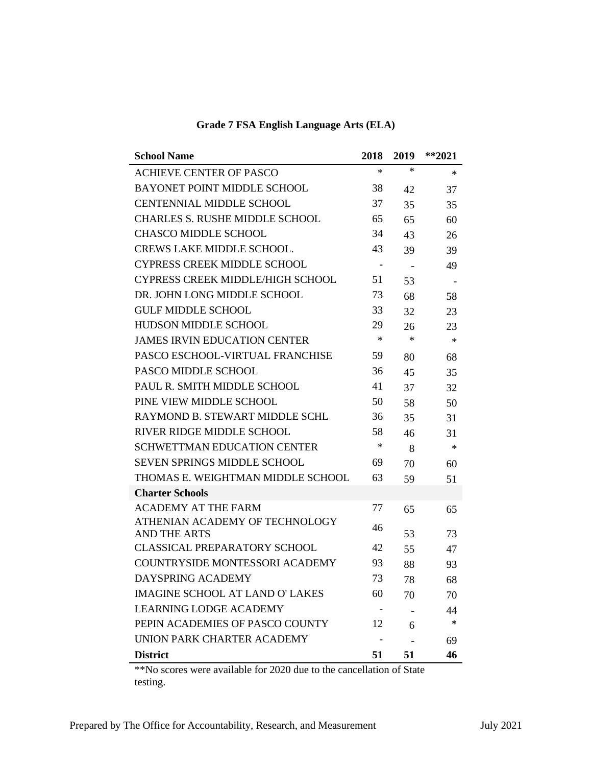## Grade 7 FSA English Language Arts (ELA)

| School Name | 2018 | 2019 | **2021 |
|---|---|---|---|
| ACHIEVE CENTER OF PASCO | * | * | * |
| BAYONET POINT MIDDLE SCHOOL | 38 | 42 | 37 |
| CENTENNIAL MIDDLE SCHOOL | 37 | 35 | 35 |
| CHARLES S. RUSHE MIDDLE SCHOOL | 65 | 65 | 60 |
| CHASCO MIDDLE SCHOOL | 34 | 43 | 26 |
| CREWS LAKE MIDDLE SCHOOL. | 43 | 39 | 39 |
| CYPRESS CREEK MIDDLE SCHOOL | - | - | 49 |
| CYPRESS CREEK MIDDLE/HIGH SCHOOL | 51 | 53 | - |
| DR. JOHN LONG MIDDLE SCHOOL | 73 | 68 | 58 |
| GULF MIDDLE SCHOOL | 33 | 32 | 23 |
| HUDSON MIDDLE SCHOOL | 29 | 26 | 23 |
| JAMES IRVIN EDUCATION CENTER | * | * | * |
| PASCO ESCHOOL-VIRTUAL FRANCHISE | 59 | 80 | 68 |
| PASCO MIDDLE SCHOOL | 36 | 45 | 35 |
| PAUL R. SMITH MIDDLE SCHOOL | 41 | 37 | 32 |
| PINE VIEW MIDDLE SCHOOL | 50 | 58 | 50 |
| RAYMOND B. STEWART MIDDLE SCHL | 36 | 35 | 31 |
| RIVER RIDGE MIDDLE SCHOOL | 58 | 46 | 31 |
| SCHWETTMAN EDUCATION CENTER | * | 8 | * |
| SEVEN SPRINGS MIDDLE SCHOOL | 69 | 70 | 60 |
| THOMAS E. WEIGHTMAN MIDDLE SCHOOL | 63 | 59 | 51 |
| **Charter Schools** | | | |
| ACADEMY AT THE FARM | 77 | 65 | 65 |
| ATHENIAN ACADEMY OF TECHNOLOGY AND THE ARTS | 46 | 53 | 73 |
| CLASSICAL PREPARATORY SCHOOL | 42 | 55 | 47 |
| COUNTRYSIDE MONTESSORI ACADEMY | 93 | 88 | 93 |
| DAYSPRING ACADEMY | 73 | 78 | 68 |
| IMAGINE SCHOOL AT LAND O' LAKES | 60 | 70 | 70 |
| LEARNING LODGE ACADEMY | - | - | 44 |
| PEPIN ACADEMIES OF PASCO COUNTY | 12 | 6 | * |
| UNION PARK CHARTER ACADEMY | - | - | 69 |
| **District** | **51** | **51** | **46** |

**No scores were available for 2020 due to the cancellation of State testing.

Prepared by The Office for Accountability, Research, and Measurement July 2021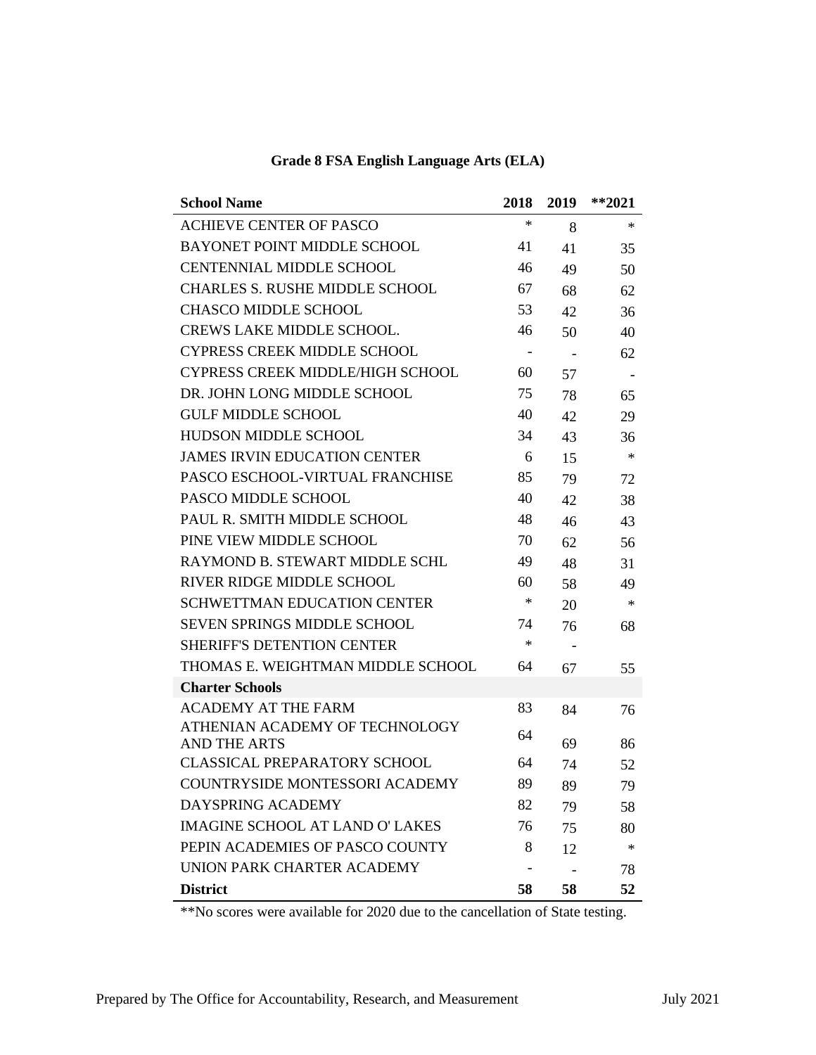## Grade 8 FSA English Language Arts (ELA)

| School Name | 2018 | 2019 | **2021 |
|---|---|---|---|
| ACHIEVE CENTER OF PASCO | * | 8 | * |
| BAYONET POINT MIDDLE SCHOOL | 41 | 41 | 35 |
| CENTENNIAL MIDDLE SCHOOL | 46 | 49 | 50 |
| CHARLES S. RUSHE MIDDLE SCHOOL | 67 | 68 | 62 |
| CHASCO MIDDLE SCHOOL | 53 | 42 | 36 |
| CREWS LAKE MIDDLE SCHOOL. | 46 | 50 | 40 |
| CYPRESS CREEK MIDDLE SCHOOL | - | - | 62 |
| CYPRESS CREEK MIDDLE/HIGH SCHOOL | 60 | 57 | - |
| DR. JOHN LONG MIDDLE SCHOOL | 75 | 78 | 65 |
| GULF MIDDLE SCHOOL | 40 | 42 | 29 |
| HUDSON MIDDLE SCHOOL | 34 | 43 | 36 |
| JAMES IRVIN EDUCATION CENTER | 6 | 15 | * |
| PASCO ESCHOOL-VIRTUAL FRANCHISE | 85 | 79 | 72 |
| PASCO MIDDLE SCHOOL | 40 | 42 | 38 |
| PAUL R. SMITH MIDDLE SCHOOL | 48 | 46 | 43 |
| PINE VIEW MIDDLE SCHOOL | 70 | 62 | 56 |
| RAYMOND B. STEWART MIDDLE SCHL | 49 | 48 | 31 |
| RIVER RIDGE MIDDLE SCHOOL | 60 | 58 | 49 |
| SCHWETTMAN EDUCATION CENTER | * | 20 | * |
| SEVEN SPRINGS MIDDLE SCHOOL | 74 | 76 | 68 |
| SHERIFF'S DETENTION CENTER | * | - | |
| THOMAS E. WEIGHTMAN MIDDLE SCHOOL | 64 | 67 | 55 |
| **Charter Schools** | | | |
| ACADEMY AT THE FARM | 83 | 84 | 76 |
| ATHENIAN ACADEMY OF TECHNOLOGY AND THE ARTS | 64 | 69 | 86 |
| CLASSICAL PREPARATORY SCHOOL | 64 | 74 | 52 |
| COUNTRYSIDE MONTESSORI ACADEMY | 89 | 89 | 79 |
| DAYSPRING ACADEMY | 82 | 79 | 58 |
| IMAGINE SCHOOL AT LAND O' LAKES | 76 | 75 | 80 |
| PEPIN ACADEMIES OF PASCO COUNTY | 8 | 12 | * |
| UNION PARK CHARTER ACADEMY | - | - | 78 |
| **District** | **58** | **58** | **52** |

**No scores were available for 2020 due to the cancellation of State testing.

Prepared by The Office for Accountability, Research, and Measurement July 2021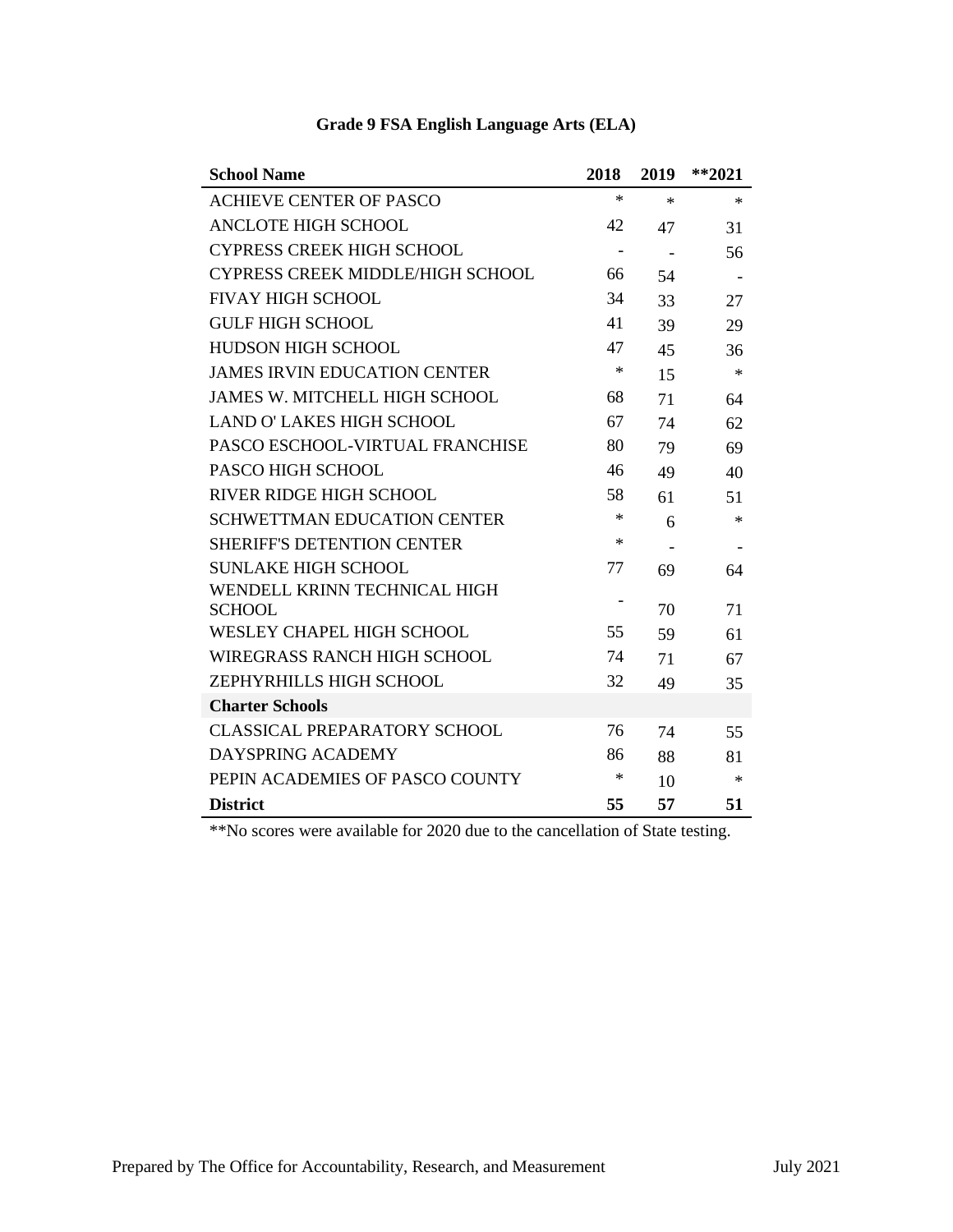## Grade 9 FSA English Language Arts (ELA)

| School Name | 2018 | 2019 | **2021 |
|---|---|---|---|
| ACHIEVE CENTER OF PASCO | * | * | * |
| ANCLOTE HIGH SCHOOL | 42 | 47 | 31 |
| CYPRESS CREEK HIGH SCHOOL | - | - | 56 |
| CYPRESS CREEK MIDDLE/HIGH SCHOOL | 66 | 54 | - |
| FIVAY HIGH SCHOOL | 34 | 33 | 27 |
| GULF HIGH SCHOOL | 41 | 39 | 29 |
| HUDSON HIGH SCHOOL | 47 | 45 | 36 |
| JAMES IRVIN EDUCATION CENTER | * | 15 | * |
| JAMES W. MITCHELL HIGH SCHOOL | 68 | 71 | 64 |
| LAND O' LAKES HIGH SCHOOL | 67 | 74 | 62 |
| PASCO ESCHOOL-VIRTUAL FRANCHISE | 80 | 79 | 69 |
| PASCO HIGH SCHOOL | 46 | 49 | 40 |
| RIVER RIDGE HIGH SCHOOL | 58 | 61 | 51 |
| SCHWETTMAN EDUCATION CENTER | * | 6 | * |
| SHERIFF'S DETENTION CENTER | * | - | - |
| SUNLAKE HIGH SCHOOL | 77 | 69 | 64 |
| WENDELL KRINN TECHNICAL HIGH SCHOOL | - | 70 | 71 |
| WESLEY CHAPEL HIGH SCHOOL | 55 | 59 | 61 |
| WIREGRASS RANCH HIGH SCHOOL | 74 | 71 | 67 |
| ZEPHYRHILLS HIGH SCHOOL | 32 | 49 | 35 |
| **Charter Schools** | | | |
| CLASSICAL PREPARATORY SCHOOL | 76 | 74 | 55 |
| DAYSPRING ACADEMY | 86 | 88 | 81 |
| PEPIN ACADEMIES OF PASCO COUNTY | * | 10 | * |
| **District** | **55** | **57** | **51** |

**No scores were available for 2020 due to the cancellation of State testing.

Prepared by The Office for Accountability, Research, and Measurement July 2021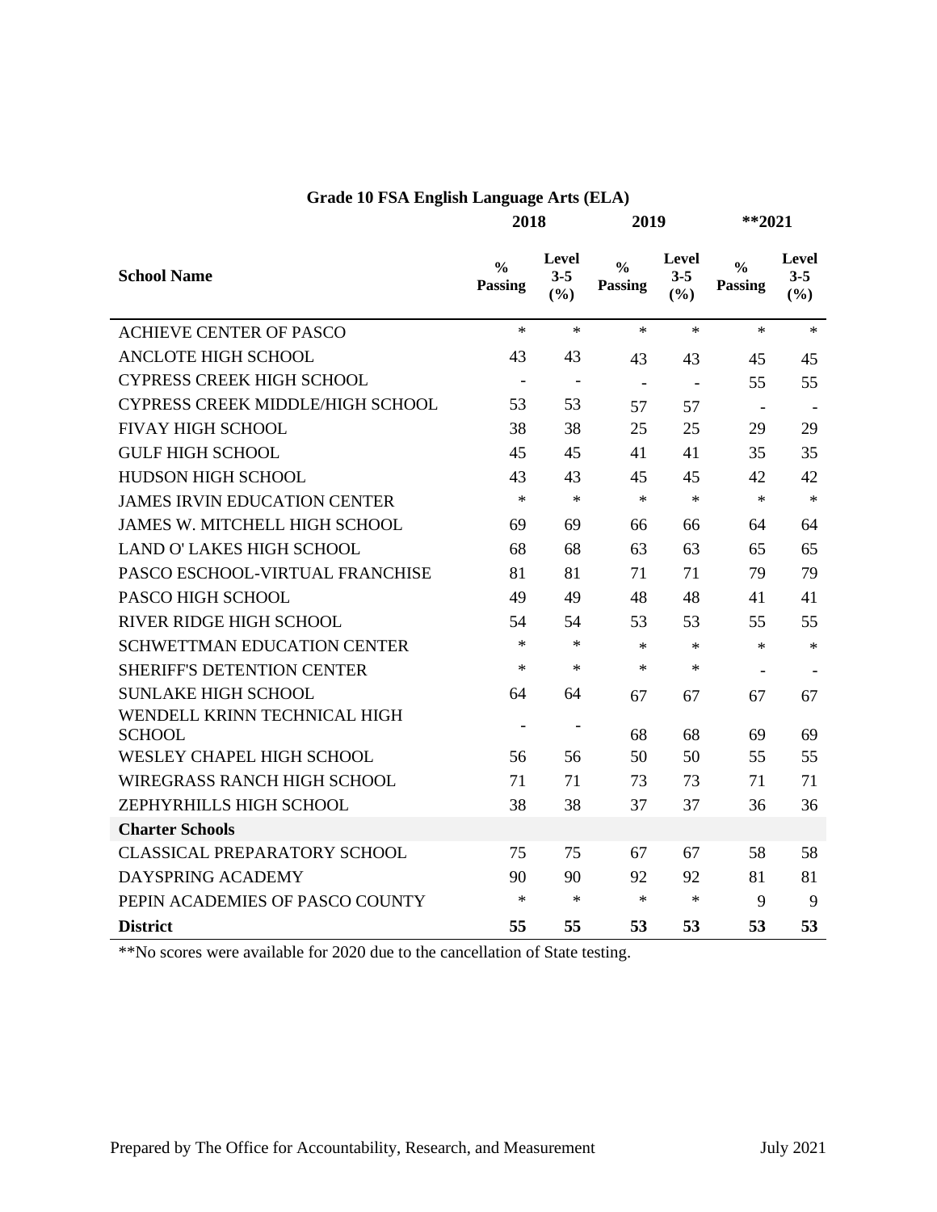## Grade 10 FSA English Language Arts (ELA)

| School Name | 2018 | | 2019 | | **2021 | |
|---|---|---|---|---|---|---|
| | % Passing | Level 3-5 (%) | % Passing | Level 3-5 (%) | % Passing | Level 3-5 (%) |
| ACHIEVE CENTER OF PASCO | * | * | * | * | * | * |
| ANCLOTE HIGH SCHOOL | 43 | 43 | 43 | 43 | 45 | 45 |
| CYPRESS CREEK HIGH SCHOOL | - | - | - | - | 55 | 55 |
| CYPRESS CREEK MIDDLE/HIGH SCHOOL | 53 | 53 | 57 | 57 | - | - |
| FIVAY HIGH SCHOOL | 38 | 38 | 25 | 25 | 29 | 29 |
| GULF HIGH SCHOOL | 45 | 45 | 41 | 41 | 35 | 35 |
| HUDSON HIGH SCHOOL | 43 | 43 | 45 | 45 | 42 | 42 |
| JAMES IRVIN EDUCATION CENTER | * | * | * | * | * | * |
| JAMES W. MITCHELL HIGH SCHOOL | 69 | 69 | 66 | 66 | 64 | 64 |
| LAND O' LAKES HIGH SCHOOL | 68 | 68 | 63 | 63 | 65 | 65 |
| PASCO ESCHOOL-VIRTUAL FRANCHISE | 81 | 81 | 71 | 71 | 79 | 79 |
| PASCO HIGH SCHOOL | 49 | 49 | 48 | 48 | 41 | 41 |
| RIVER RIDGE HIGH SCHOOL | 54 | 54 | 53 | 53 | 55 | 55 |
| SCHWETTMAN EDUCATION CENTER | * | * | * | * | * | * |
| SHERIFF'S DETENTION CENTER | * | * | * | * | - | - |
| SUNLAKE HIGH SCHOOL | 64 | 64 | 67 | 67 | 67 | 67 |
| WENDELL KRINN TECHNICAL HIGH SCHOOL | - | - | 68 | 68 | 69 | 69 |
| WESLEY CHAPEL HIGH SCHOOL | 56 | 56 | 50 | 50 | 55 | 55 |
| WIREGRASS RANCH HIGH SCHOOL | 71 | 71 | 73 | 73 | 71 | 71 |
| ZEPHYRHILLS HIGH SCHOOL | 38 | 38 | 37 | 37 | 36 | 36 |
| **Charter Schools** | | | | | | |
| CLASSICAL PREPARATORY SCHOOL | 75 | 75 | 67 | 67 | 58 | 58 |
| DAYSPRING ACADEMY | 90 | 90 | 92 | 92 | 81 | 81 |
| PEPIN ACADEMIES OF PASCO COUNTY | * | * | * | * | 9 | 9 |
| **District** | **55** | **55** | **53** | **53** | **53** | **53** |

**No scores were available for 2020 due to the cancellation of State testing.

Prepared by The Office for Accountability, Research, and Measurement July 2021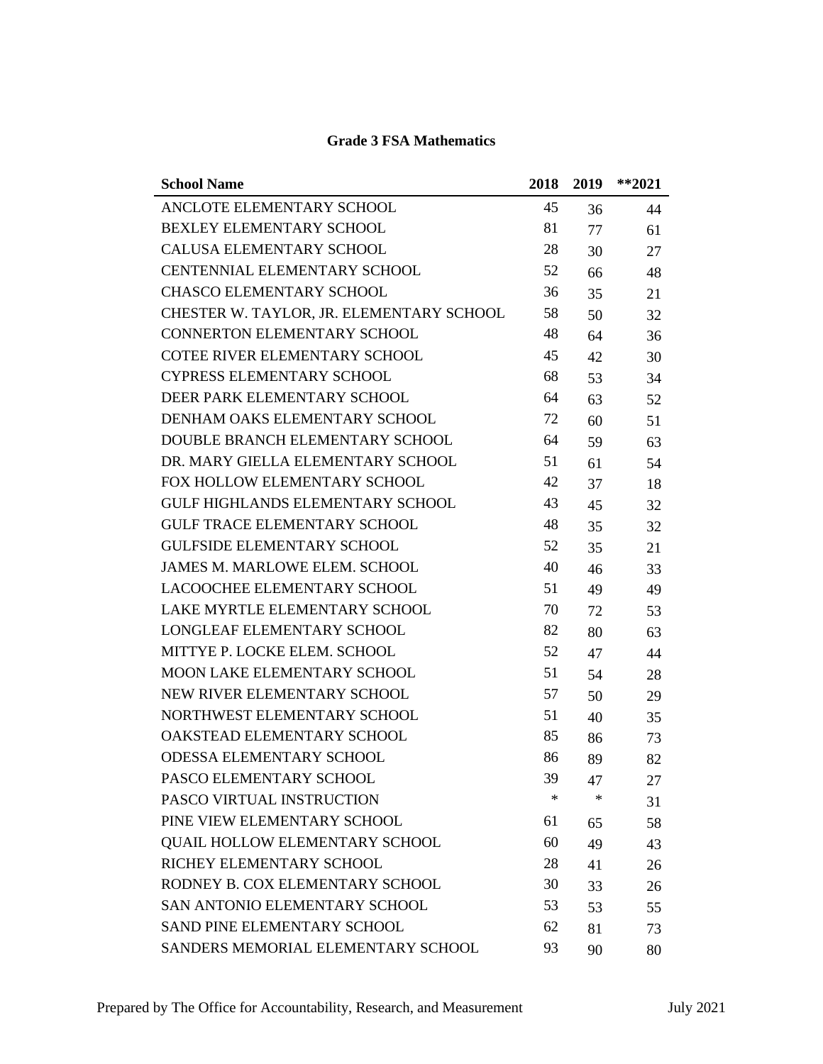## Grade 3 FSA Mathematics

| School Name | 2018 | 2019 | **2021 |
|---|---|---|---|
| ANCLOTE ELEMENTARY SCHOOL | 45 | 36 | 44 |
| BEXLEY ELEMENTARY SCHOOL | 81 | 77 | 61 |
| CALUSA ELEMENTARY SCHOOL | 28 | 30 | 27 |
| CENTENNIAL ELEMENTARY SCHOOL | 52 | 66 | 48 |
| CHASCO ELEMENTARY SCHOOL | 36 | 35 | 21 |
| CHESTER W. TAYLOR, JR. ELEMENTARY SCHOOL | 58 | 50 | 32 |
| CONNERTON ELEMENTARY SCHOOL | 48 | 64 | 36 |
| COTEE RIVER ELEMENTARY SCHOOL | 45 | 42 | 30 |
| CYPRESS ELEMENTARY SCHOOL | 68 | 53 | 34 |
| DEER PARK ELEMENTARY SCHOOL | 64 | 63 | 52 |
| DENHAM OAKS ELEMENTARY SCHOOL | 72 | 60 | 51 |
| DOUBLE BRANCH ELEMENTARY SCHOOL | 64 | 59 | 63 |
| DR. MARY GIELLA ELEMENTARY SCHOOL | 51 | 61 | 54 |
| FOX HOLLOW ELEMENTARY SCHOOL | 42 | 37 | 18 |
| GULF HIGHLANDS ELEMENTARY SCHOOL | 43 | 45 | 32 |
| GULF TRACE ELEMENTARY SCHOOL | 48 | 35 | 32 |
| GULFSIDE ELEMENTARY SCHOOL | 52 | 35 | 21 |
| JAMES M. MARLOWE ELEM. SCHOOL | 40 | 46 | 33 |
| LACOOCHEE ELEMENTARY SCHOOL | 51 | 49 | 49 |
| LAKE MYRTLE ELEMENTARY SCHOOL | 70 | 72 | 53 |
| LONGLEAF ELEMENTARY SCHOOL | 82 | 80 | 63 |
| MITTYE P. LOCKE ELEM. SCHOOL | 52 | 47 | 44 |
| MOON LAKE ELEMENTARY SCHOOL | 51 | 54 | 28 |
| NEW RIVER ELEMENTARY SCHOOL | 57 | 50 | 29 |
| NORTHWEST ELEMENTARY SCHOOL | 51 | 40 | 35 |
| OAKSTEAD ELEMENTARY SCHOOL | 85 | 86 | 73 |
| ODESSA ELEMENTARY SCHOOL | 86 | 89 | 82 |
| PASCO ELEMENTARY SCHOOL | 39 | 47 | 27 |
| PASCO VIRTUAL INSTRUCTION | * | * | 31 |
| PINE VIEW ELEMENTARY SCHOOL | 61 | 65 | 58 |
| QUAIL HOLLOW ELEMENTARY SCHOOL | 60 | 49 | 43 |
| RICHEY ELEMENTARY SCHOOL | 28 | 41 | 26 |
| RODNEY B. COX ELEMENTARY SCHOOL | 30 | 33 | 26 |
| SAN ANTONIO ELEMENTARY SCHOOL | 53 | 53 | 55 |
| SAND PINE ELEMENTARY SCHOOL | 62 | 81 | 73 |
| SANDERS MEMORIAL ELEMENTARY SCHOOL | 93 | 90 | 80 |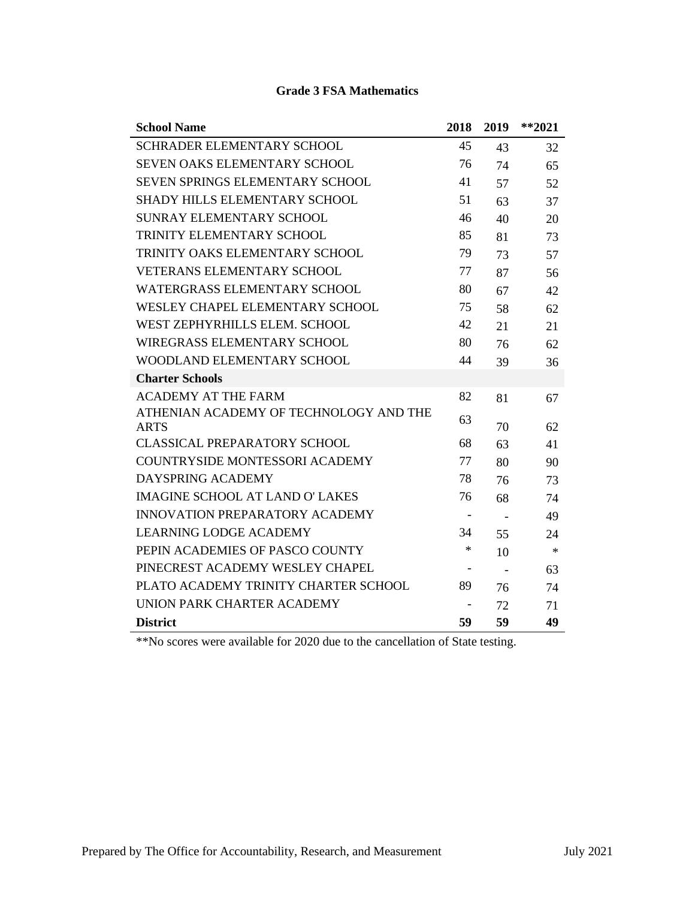**Grade 3 FSA Mathematics**

| School Name | 2018 | 2019 | **2021 |
|---|---|---|---|
| SCHRADER ELEMENTARY SCHOOL | 45 | 43 | 32 |
| SEVEN OAKS ELEMENTARY SCHOOL | 76 | 74 | 65 |
| SEVEN SPRINGS ELEMENTARY SCHOOL | 41 | 57 | 52 |
| SHADY HILLS ELEMENTARY SCHOOL | 51 | 63 | 37 |
| SUNRAY ELEMENTARY SCHOOL | 46 | 40 | 20 |
| TRINITY ELEMENTARY SCHOOL | 85 | 81 | 73 |
| TRINITY OAKS ELEMENTARY SCHOOL | 79 | 73 | 57 |
| VETERANS ELEMENTARY SCHOOL | 77 | 87 | 56 |
| WATERGRASS ELEMENTARY SCHOOL | 80 | 67 | 42 |
| WESLEY CHAPEL ELEMENTARY SCHOOL | 75 | 58 | 62 |
| WEST ZEPHYRHILLS ELEM. SCHOOL | 42 | 21 | 21 |
| WIREGRASS ELEMENTARY SCHOOL | 80 | 76 | 62 |
| WOODLAND ELEMENTARY SCHOOL | 44 | 39 | 36 |
| **Charter Schools** | | | |
| ACADEMY AT THE FARM | 82 | 81 | 67 |
| ATHENIAN ACADEMY OF TECHNOLOGY AND THE ARTS | 63 | 70 | 62 |
| CLASSICAL PREPARATORY SCHOOL | 68 | 63 | 41 |
| COUNTRYSIDE MONTESSORI ACADEMY | 77 | 80 | 90 |
| DAYSPRING ACADEMY | 78 | 76 | 73 |
| IMAGINE SCHOOL AT LAND O' LAKES | 76 | 68 | 74 |
| INNOVATION PREPARATORY ACADEMY | - | - | 49 |
| LEARNING LODGE ACADEMY | 34 | 55 | 24 |
| PEPIN ACADEMIES OF PASCO COUNTY | * | 10 | * |
| PINECREST ACADEMY WESLEY CHAPEL | - | - | 63 |
| PLATO ACADEMY TRINITY CHARTER SCHOOL | 89 | 76 | 74 |
| UNION PARK CHARTER ACADEMY | - | 72 | 71 |
| **District** | **59** | **59** | **49** |

**No scores were available for 2020 due to the cancellation of State testing.

Prepared by The Office for Accountability, Research, and Measurement July 2021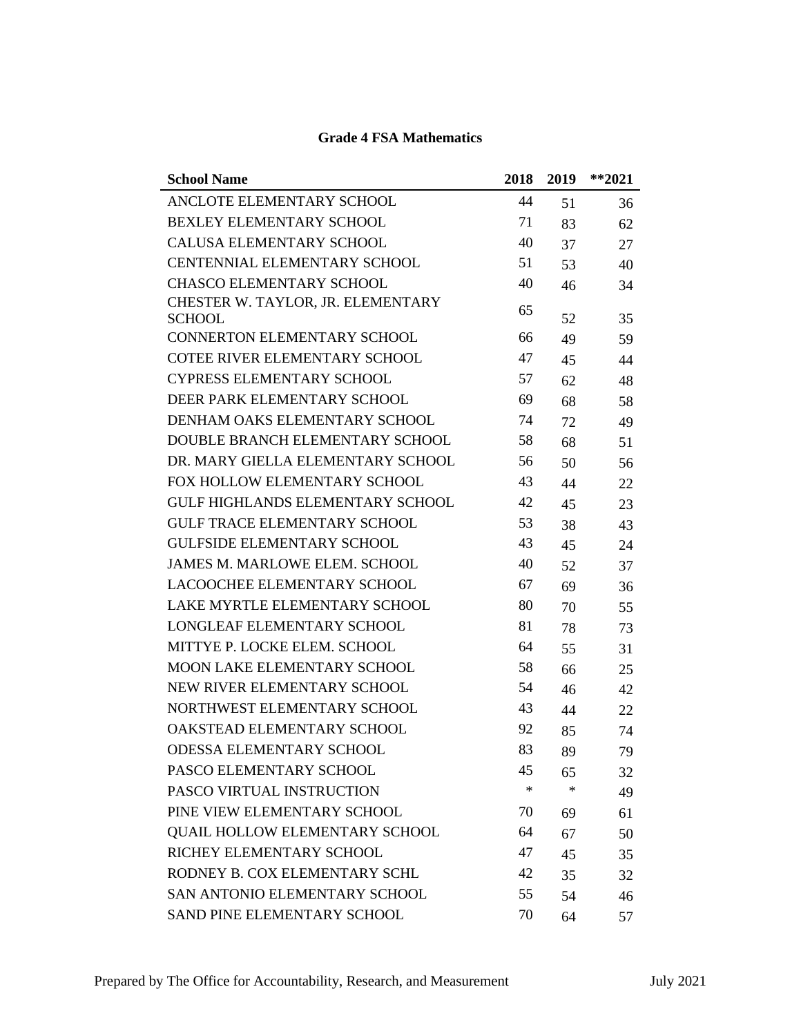**Grade 4 FSA Mathematics**

| School Name | 2018 | 2019 | **2021 |
|---|---|---|---|
| ANCLOTE ELEMENTARY SCHOOL | 44 | 51 | 36 |
| BEXLEY ELEMENTARY SCHOOL | 71 | 83 | 62 |
| CALUSA ELEMENTARY SCHOOL | 40 | 37 | 27 |
| CENTENNIAL ELEMENTARY SCHOOL | 51 | 53 | 40 |
| CHASCO ELEMENTARY SCHOOL | 40 | 46 | 34 |
| CHESTER W. TAYLOR, JR. ELEMENTARY SCHOOL | 65 | 52 | 35 |
| CONNERTON ELEMENTARY SCHOOL | 66 | 49 | 59 |
| COTEE RIVER ELEMENTARY SCHOOL | 47 | 45 | 44 |
| CYPRESS ELEMENTARY SCHOOL | 57 | 62 | 48 |
| DEER PARK ELEMENTARY SCHOOL | 69 | 68 | 58 |
| DENHAM OAKS ELEMENTARY SCHOOL | 74 | 72 | 49 |
| DOUBLE BRANCH ELEMENTARY SCHOOL | 58 | 68 | 51 |
| DR. MARY GIELLA ELEMENTARY SCHOOL | 56 | 50 | 56 |
| FOX HOLLOW ELEMENTARY SCHOOL | 43 | 44 | 22 |
| GULF HIGHLANDS ELEMENTARY SCHOOL | 42 | 45 | 23 |
| GULF TRACE ELEMENTARY SCHOOL | 53 | 38 | 43 |
| GULFSIDE ELEMENTARY SCHOOL | 43 | 45 | 24 |
| JAMES M. MARLOWE ELEM. SCHOOL | 40 | 52 | 37 |
| LACOOCHEE ELEMENTARY SCHOOL | 67 | 69 | 36 |
| LAKE MYRTLE ELEMENTARY SCHOOL | 80 | 70 | 55 |
| LONGLEAF ELEMENTARY SCHOOL | 81 | 78 | 73 |
| MITTYE P. LOCKE ELEM. SCHOOL | 64 | 55 | 31 |
| MOON LAKE ELEMENTARY SCHOOL | 58 | 66 | 25 |
| NEW RIVER ELEMENTARY SCHOOL | 54 | 46 | 42 |
| NORTHWEST ELEMENTARY SCHOOL | 43 | 44 | 22 |
| OAKSTEAD ELEMENTARY SCHOOL | 92 | 85 | 74 |
| ODESSA ELEMENTARY SCHOOL | 83 | 89 | 79 |
| PASCO ELEMENTARY SCHOOL | 45 | 65 | 32 |
| PASCO VIRTUAL INSTRUCTION | * | * | 49 |
| PINE VIEW ELEMENTARY SCHOOL | 70 | 69 | 61 |
| QUAIL HOLLOW ELEMENTARY SCHOOL | 64 | 67 | 50 |
| RICHEY ELEMENTARY SCHOOL | 47 | 45 | 35 |
| RODNEY B. COX ELEMENTARY SCHL | 42 | 35 | 32 |
| SAN ANTONIO ELEMENTARY SCHOOL | 55 | 54 | 46 |
| SAND PINE ELEMENTARY SCHOOL | 70 | 64 | 57 |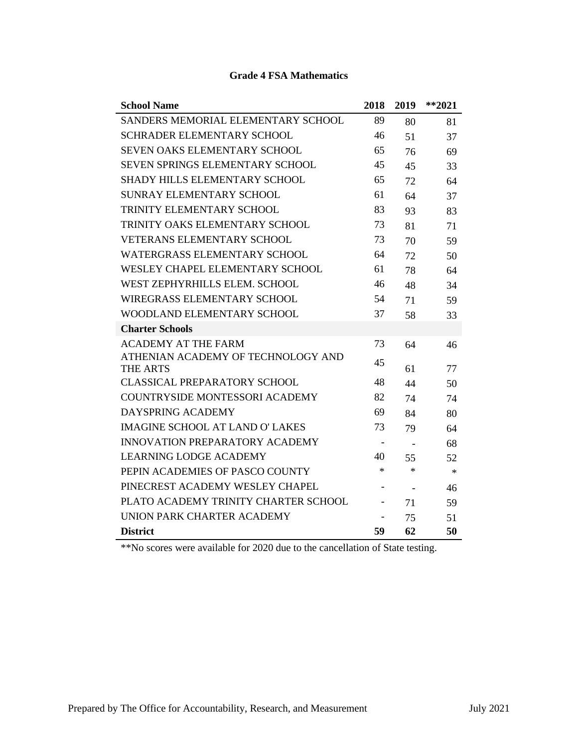**Grade 4 FSA Mathematics**

| School Name | 2018 | 2019 | **2021 |
|---|---|---|---|
| SANDERS MEMORIAL ELEMENTARY SCHOOL | 89 | 80 | 81 |
| SCHRADER ELEMENTARY SCHOOL | 46 | 51 | 37 |
| SEVEN OAKS ELEMENTARY SCHOOL | 65 | 76 | 69 |
| SEVEN SPRINGS ELEMENTARY SCHOOL | 45 | 45 | 33 |
| SHADY HILLS ELEMENTARY SCHOOL | 65 | 72 | 64 |
| SUNRAY ELEMENTARY SCHOOL | 61 | 64 | 37 |
| TRINITY ELEMENTARY SCHOOL | 83 | 93 | 83 |
| TRINITY OAKS ELEMENTARY SCHOOL | 73 | 81 | 71 |
| VETERANS ELEMENTARY SCHOOL | 73 | 70 | 59 |
| WATERGRASS ELEMENTARY SCHOOL | 64 | 72 | 50 |
| WESLEY CHAPEL ELEMENTARY SCHOOL | 61 | 78 | 64 |
| WEST ZEPHYRHILLS ELEM. SCHOOL | 46 | 48 | 34 |
| WIREGRASS ELEMENTARY SCHOOL | 54 | 71 | 59 |
| WOODLAND ELEMENTARY SCHOOL | 37 | 58 | 33 |
| **Charter Schools** | | | |
| ACADEMY AT THE FARM | 73 | 64 | 46 |
| ATHENIAN ACADEMY OF TECHNOLOGY AND THE ARTS | 45 | 61 | 77 |
| CLASSICAL PREPARATORY SCHOOL | 48 | 44 | 50 |
| COUNTRYSIDE MONTESSORI ACADEMY | 82 | 74 | 74 |
| DAYSPRING ACADEMY | 69 | 84 | 80 |
| IMAGINE SCHOOL AT LAND O' LAKES | 73 | 79 | 64 |
| INNOVATION PREPARATORY ACADEMY | - | - | 68 |
| LEARNING LODGE ACADEMY | 40 | 55 | 52 |
| PEPIN ACADEMIES OF PASCO COUNTY | * | * | * |
| PINECREST ACADEMY WESLEY CHAPEL | - | - | 46 |
| PLATO ACADEMY TRINITY CHARTER SCHOOL | - | 71 | 59 |
| UNION PARK CHARTER ACADEMY | - | 75 | 51 |
| **District** | **59** | **62** | **50** |

**No scores were available for 2020 due to the cancellation of State testing.

Prepared by The Office for Accountability, Research, and Measurement July 2021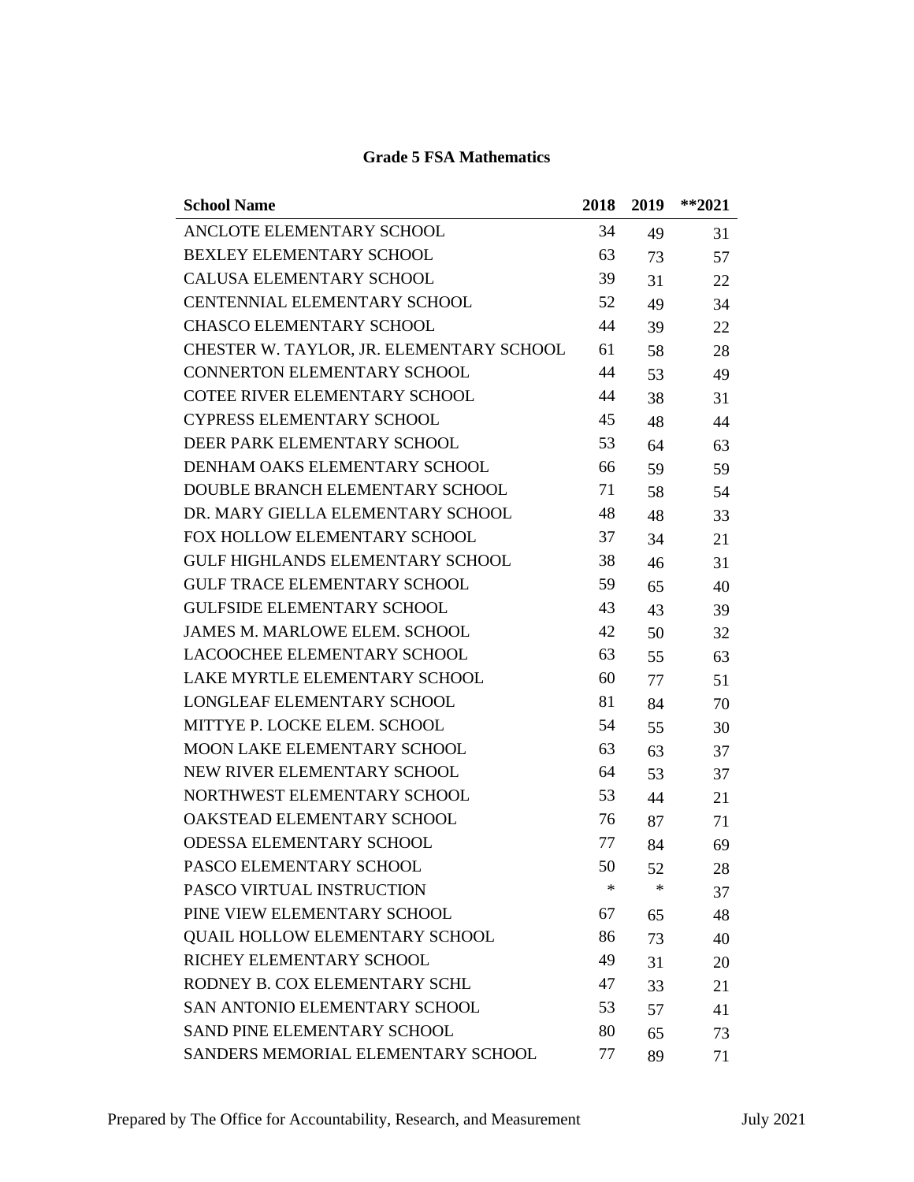**Grade 5 FSA Mathematics**

| School Name | 2018 | 2019 | **2021 |
|---|---|---|---|
| ANCLOTE ELEMENTARY SCHOOL | 34 | 49 | 31 |
| BEXLEY ELEMENTARY SCHOOL | 63 | 73 | 57 |
| CALUSA ELEMENTARY SCHOOL | 39 | 31 | 22 |
| CENTENNIAL ELEMENTARY SCHOOL | 52 | 49 | 34 |
| CHASCO ELEMENTARY SCHOOL | 44 | 39 | 22 |
| CHESTER W. TAYLOR, JR. ELEMENTARY SCHOOL | 61 | 58 | 28 |
| CONNERTON ELEMENTARY SCHOOL | 44 | 53 | 49 |
| COTEE RIVER ELEMENTARY SCHOOL | 44 | 38 | 31 |
| CYPRESS ELEMENTARY SCHOOL | 45 | 48 | 44 |
| DEER PARK ELEMENTARY SCHOOL | 53 | 64 | 63 |
| DENHAM OAKS ELEMENTARY SCHOOL | 66 | 59 | 59 |
| DOUBLE BRANCH ELEMENTARY SCHOOL | 71 | 58 | 54 |
| DR. MARY GIELLA ELEMENTARY SCHOOL | 48 | 48 | 33 |
| FOX HOLLOW ELEMENTARY SCHOOL | 37 | 34 | 21 |
| GULF HIGHLANDS ELEMENTARY SCHOOL | 38 | 46 | 31 |
| GULF TRACE ELEMENTARY SCHOOL | 59 | 65 | 40 |
| GULFSIDE ELEMENTARY SCHOOL | 43 | 43 | 39 |
| JAMES M. MARLOWE ELEM. SCHOOL | 42 | 50 | 32 |
| LACOOCHEE ELEMENTARY SCHOOL | 63 | 55 | 63 |
| LAKE MYRTLE ELEMENTARY SCHOOL | 60 | 77 | 51 |
| LONGLEAF ELEMENTARY SCHOOL | 81 | 84 | 70 |
| MITTYE P. LOCKE ELEM. SCHOOL | 54 | 55 | 30 |
| MOON LAKE ELEMENTARY SCHOOL | 63 | 63 | 37 |
| NEW RIVER ELEMENTARY SCHOOL | 64 | 53 | 37 |
| NORTHWEST ELEMENTARY SCHOOL | 53 | 44 | 21 |
| OAKSTEAD ELEMENTARY SCHOOL | 76 | 87 | 71 |
| ODESSA ELEMENTARY SCHOOL | 77 | 84 | 69 |
| PASCO ELEMENTARY SCHOOL | 50 | 52 | 28 |
| PASCO VIRTUAL INSTRUCTION | * | * | 37 |
| PINE VIEW ELEMENTARY SCHOOL | 67 | 65 | 48 |
| QUAIL HOLLOW ELEMENTARY SCHOOL | 86 | 73 | 40 |
| RICHEY ELEMENTARY SCHOOL | 49 | 31 | 20 |
| RODNEY B. COX ELEMENTARY SCHL | 47 | 33 | 21 |
| SAN ANTONIO ELEMENTARY SCHOOL | 53 | 57 | 41 |
| SAND PINE ELEMENTARY SCHOOL | 80 | 65 | 73 |
| SANDERS MEMORIAL ELEMENTARY SCHOOL | 77 | 89 | 71 |

Prepared by The Office for Accountability, Research, and Measurement July 2021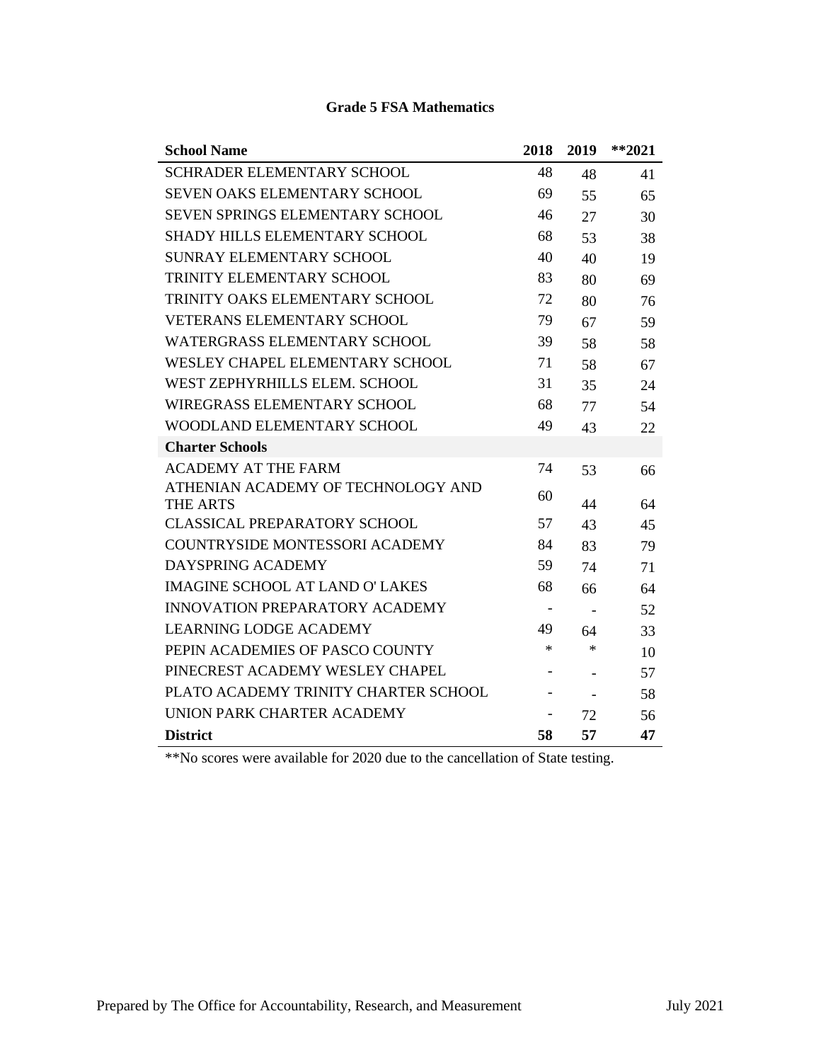**Grade 5 FSA Mathematics**

| School Name | 2018 | 2019 | **2021 |
|---|---|---|---|
| SCHRADER ELEMENTARY SCHOOL | 48 | 48 | 41 |
| SEVEN OAKS ELEMENTARY SCHOOL | 69 | 55 | 65 |
| SEVEN SPRINGS ELEMENTARY SCHOOL | 46 | 27 | 30 |
| SHADY HILLS ELEMENTARY SCHOOL | 68 | 53 | 38 |
| SUNRAY ELEMENTARY SCHOOL | 40 | 40 | 19 |
| TRINITY ELEMENTARY SCHOOL | 83 | 80 | 69 |
| TRINITY OAKS ELEMENTARY SCHOOL | 72 | 80 | 76 |
| VETERANS ELEMENTARY SCHOOL | 79 | 67 | 59 |
| WATERGRASS ELEMENTARY SCHOOL | 39 | 58 | 58 |
| WESLEY CHAPEL ELEMENTARY SCHOOL | 71 | 58 | 67 |
| WEST ZEPHYRHILLS ELEM. SCHOOL | 31 | 35 | 24 |
| WIREGRASS ELEMENTARY SCHOOL | 68 | 77 | 54 |
| WOODLAND ELEMENTARY SCHOOL | 49 | 43 | 22 |
| **Charter Schools** | | | |
| ACADEMY AT THE FARM | 74 | 53 | 66 |
| ATHENIAN ACADEMY OF TECHNOLOGY AND THE ARTS | 60 | 44 | 64 |
| CLASSICAL PREPARATORY SCHOOL | 57 | 43 | 45 |
| COUNTRYSIDE MONTESSORI ACADEMY | 84 | 83 | 79 |
| DAYSPRING ACADEMY | 59 | 74 | 71 |
| IMAGINE SCHOOL AT LAND O' LAKES | 68 | 66 | 64 |
| INNOVATION PREPARATORY ACADEMY | - | - | 52 |
| LEARNING LODGE ACADEMY | 49 | 64 | 33 |
| PEPIN ACADEMIES OF PASCO COUNTY | * | * | 10 |
| PINECREST ACADEMY WESLEY CHAPEL | - | - | 57 |
| PLATO ACADEMY TRINITY CHARTER SCHOOL | - | - | 58 |
| UNION PARK CHARTER ACADEMY | - | 72 | 56 |
| **District** | **58** | **57** | **47** |

**No scores were available for 2020 due to the cancellation of State testing.

Prepared by The Office for Accountability, Research, and Measurement July 2021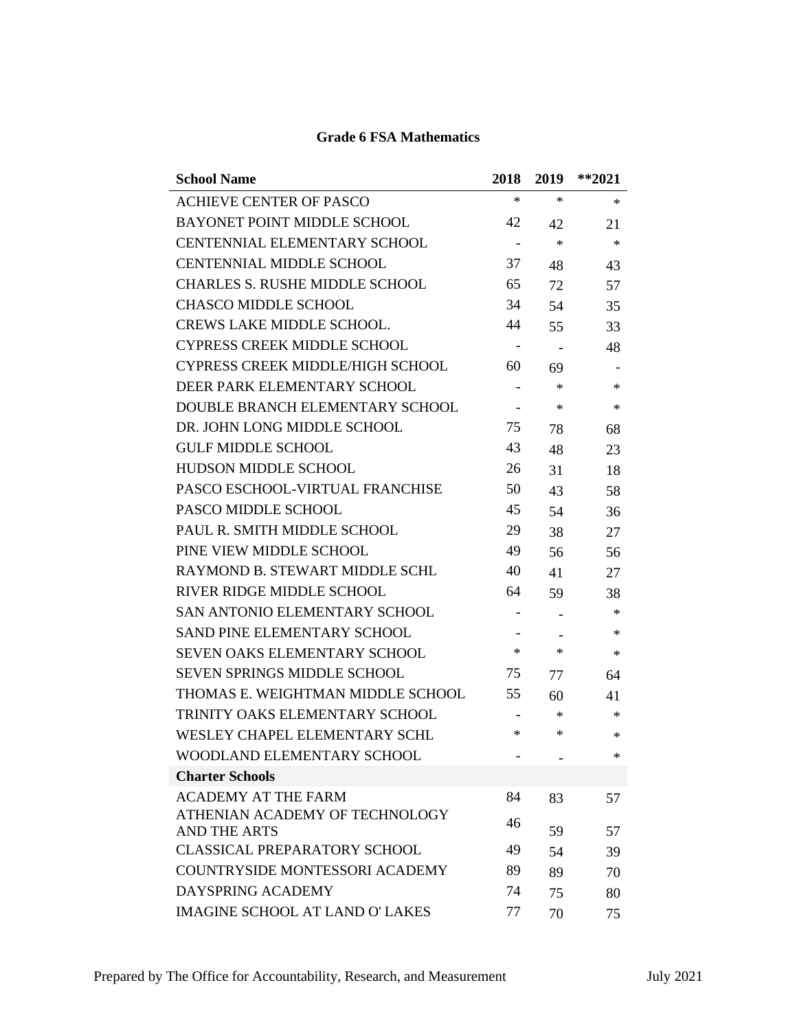**Grade 6 FSA Mathematics**

| School Name | 2018 | 2019 | **2021 |
|---|---|---|---|
| ACHIEVE CENTER OF PASCO | * | * | * |
| BAYONET POINT MIDDLE SCHOOL | 42 | 42 | 21 |
| CENTENNIAL ELEMENTARY SCHOOL | - | * | * |
| CENTENNIAL MIDDLE SCHOOL | 37 | 48 | 43 |
| CHARLES S. RUSHE MIDDLE SCHOOL | 65 | 72 | 57 |
| CHASCO MIDDLE SCHOOL | 34 | 54 | 35 |
| CREWS LAKE MIDDLE SCHOOL. | 44 | 55 | 33 |
| CYPRESS CREEK MIDDLE SCHOOL | - | - | 48 |
| CYPRESS CREEK MIDDLE/HIGH SCHOOL | 60 | 69 | - |
| DEER PARK ELEMENTARY SCHOOL | - | * | * |
| DOUBLE BRANCH ELEMENTARY SCHOOL | - | * | * |
| DR. JOHN LONG MIDDLE SCHOOL | 75 | 78 | 68 |
| GULF MIDDLE SCHOOL | 43 | 48 | 23 |
| HUDSON MIDDLE SCHOOL | 26 | 31 | 18 |
| PASCO ESCHOOL-VIRTUAL FRANCHISE | 50 | 43 | 58 |
| PASCO MIDDLE SCHOOL | 45 | 54 | 36 |
| PAUL R. SMITH MIDDLE SCHOOL | 29 | 38 | 27 |
| PINE VIEW MIDDLE SCHOOL | 49 | 56 | 56 |
| RAYMOND B. STEWART MIDDLE SCHL | 40 | 41 | 27 |
| RIVER RIDGE MIDDLE SCHOOL | 64 | 59 | 38 |
| SAN ANTONIO ELEMENTARY SCHOOL | - | - | * |
| SAND PINE ELEMENTARY SCHOOL | - | - | * |
| SEVEN OAKS ELEMENTARY SCHOOL | * | * | * |
| SEVEN SPRINGS MIDDLE SCHOOL | 75 | 77 | 64 |
| THOMAS E. WEIGHTMAN MIDDLE SCHOOL | 55 | 60 | 41 |
| TRINITY OAKS ELEMENTARY SCHOOL | - | * | * |
| WESLEY CHAPEL ELEMENTARY SCHL | * | * | * |
| WOODLAND ELEMENTARY SCHOOL | - | - | * |
| **Charter Schools** | | | |
| ACADEMY AT THE FARM | 84 | 83 | 57 |
| ATHENIAN ACADEMY OF TECHNOLOGY AND THE ARTS | 46 | 59 | 57 |
| CLASSICAL PREPARATORY SCHOOL | 49 | 54 | 39 |
| COUNTRYSIDE MONTESSORI ACADEMY | 89 | 89 | 70 |
| DAYSPRING ACADEMY | 74 | 75 | 80 |
| IMAGINE SCHOOL AT LAND O' LAKES | 77 | 70 | 75 |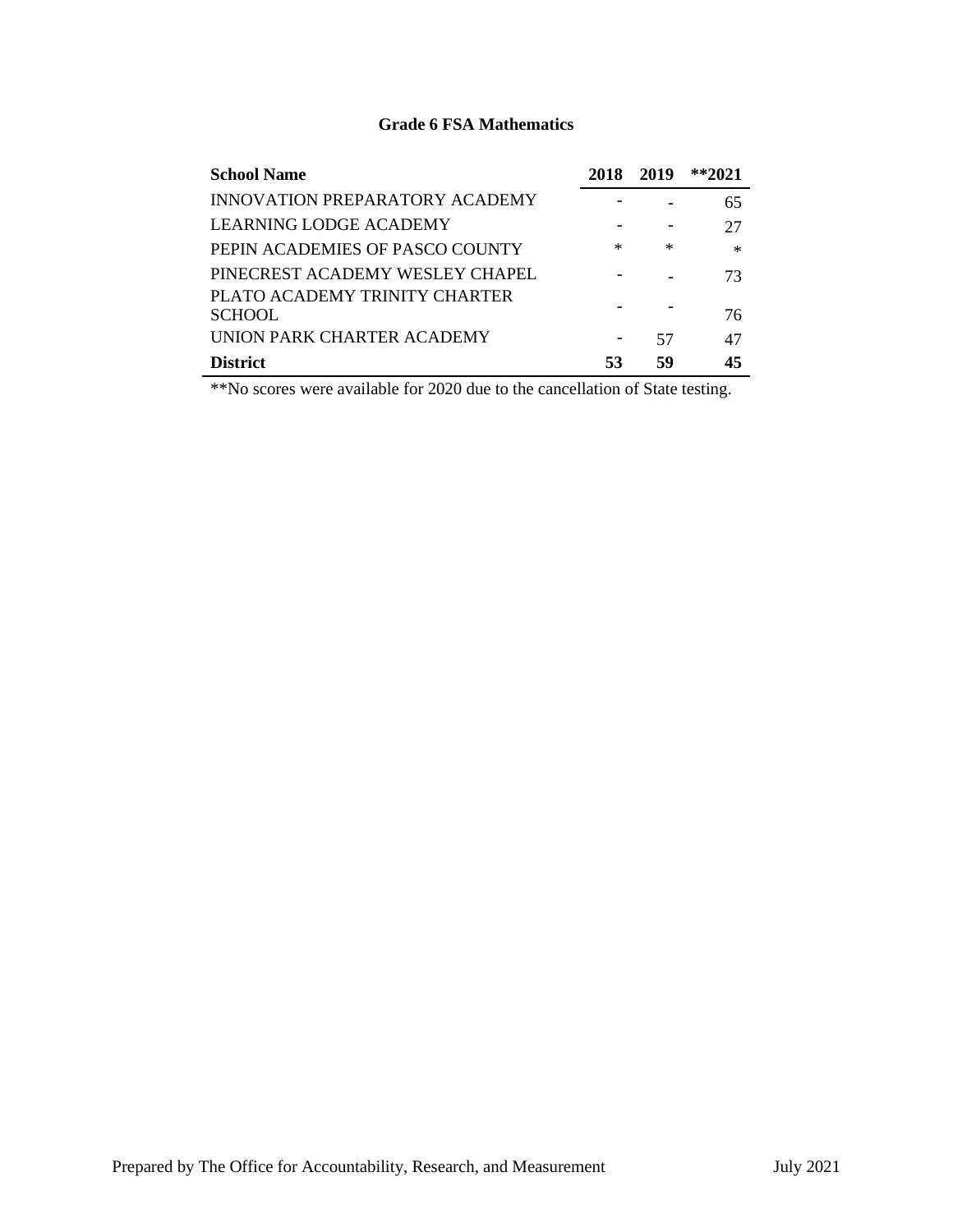**Grade 6 FSA Mathematics**

| School Name | 2018 | 2019 | **2021 |
|---|---|---|---|
| INNOVATION PREPARATORY ACADEMY | - | - | 65 |
| LEARNING LODGE ACADEMY | - | - | 27 |
| PEPIN ACADEMIES OF PASCO COUNTY | * | * | * |
| PINECREST ACADEMY WESLEY CHAPEL | - | - | 73 |
| PLATO ACADEMY TRINITY CHARTER SCHOOL | - | - | 76 |
| UNION PARK CHARTER ACADEMY | - | 57 | 47 |
| **District** | **53** | **59** | **45** |

**No scores were available for 2020 due to the cancellation of State testing.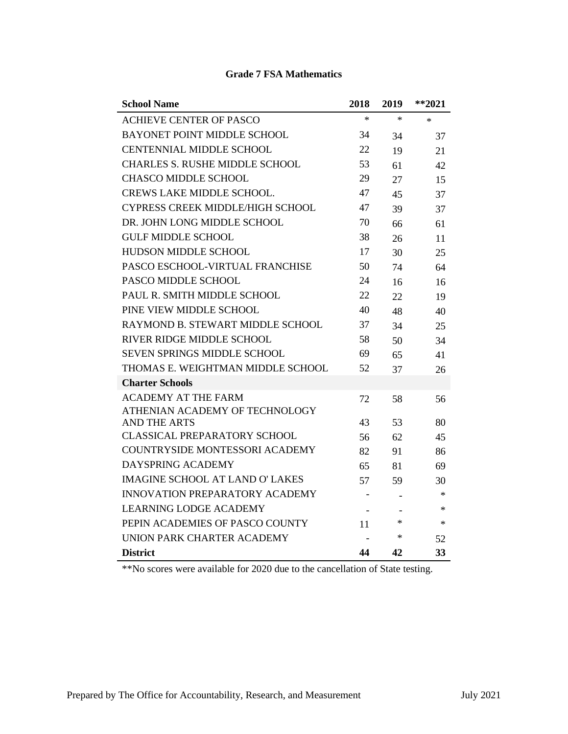## Grade 7 FSA Mathematics

| School Name | 2018 | 2019 | **2021 |
|---|---|---|---|
| ACHIEVE CENTER OF PASCO | * | * | * |
| BAYONET POINT MIDDLE SCHOOL | 34 | 34 | 37 |
| CENTENNIAL MIDDLE SCHOOL | 22 | 19 | 21 |
| CHARLES S. RUSHE MIDDLE SCHOOL | 53 | 61 | 42 |
| CHASCO MIDDLE SCHOOL | 29 | 27 | 15 |
| CREWS LAKE MIDDLE SCHOOL. | 47 | 45 | 37 |
| CYPRESS CREEK MIDDLE/HIGH SCHOOL | 47 | 39 | 37 |
| DR. JOHN LONG MIDDLE SCHOOL | 70 | 66 | 61 |
| GULF MIDDLE SCHOOL | 38 | 26 | 11 |
| HUDSON MIDDLE SCHOOL | 17 | 30 | 25 |
| PASCO ESCHOOL-VIRTUAL FRANCHISE | 50 | 74 | 64 |
| PASCO MIDDLE SCHOOL | 24 | 16 | 16 |
| PAUL R. SMITH MIDDLE SCHOOL | 22 | 22 | 19 |
| PINE VIEW MIDDLE SCHOOL | 40 | 48 | 40 |
| RAYMOND B. STEWART MIDDLE SCHOOL | 37 | 34 | 25 |
| RIVER RIDGE MIDDLE SCHOOL | 58 | 50 | 34 |
| SEVEN SPRINGS MIDDLE SCHOOL | 69 | 65 | 41 |
| THOMAS E. WEIGHTMAN MIDDLE SCHOOL | 52 | 37 | 26 |
| **Charter Schools** | | | |
| ACADEMY AT THE FARM | 72 | 58 | 56 |
| ATHENIAN ACADEMY OF TECHNOLOGY AND THE ARTS | 43 | 53 | 80 |
| CLASSICAL PREPARATORY SCHOOL | 56 | 62 | 45 |
| COUNTRYSIDE MONTESSORI ACADEMY | 82 | 91 | 86 |
| DAYSPRING ACADEMY | 65 | 81 | 69 |
| IMAGINE SCHOOL AT LAND O' LAKES | 57 | 59 | 30 |
| INNOVATION PREPARATORY ACADEMY | - | - | * |
| LEARNING LODGE ACADEMY | - | - | * |
| PEPIN ACADEMIES OF PASCO COUNTY | 11 | * | * |
| UNION PARK CHARTER ACADEMY | - | * | 52 |
| **District** | **44** | **42** | **33** |

**No scores were available for 2020 due to the cancellation of State testing.

Prepared by The Office for Accountability, Research, and Measurement July 2021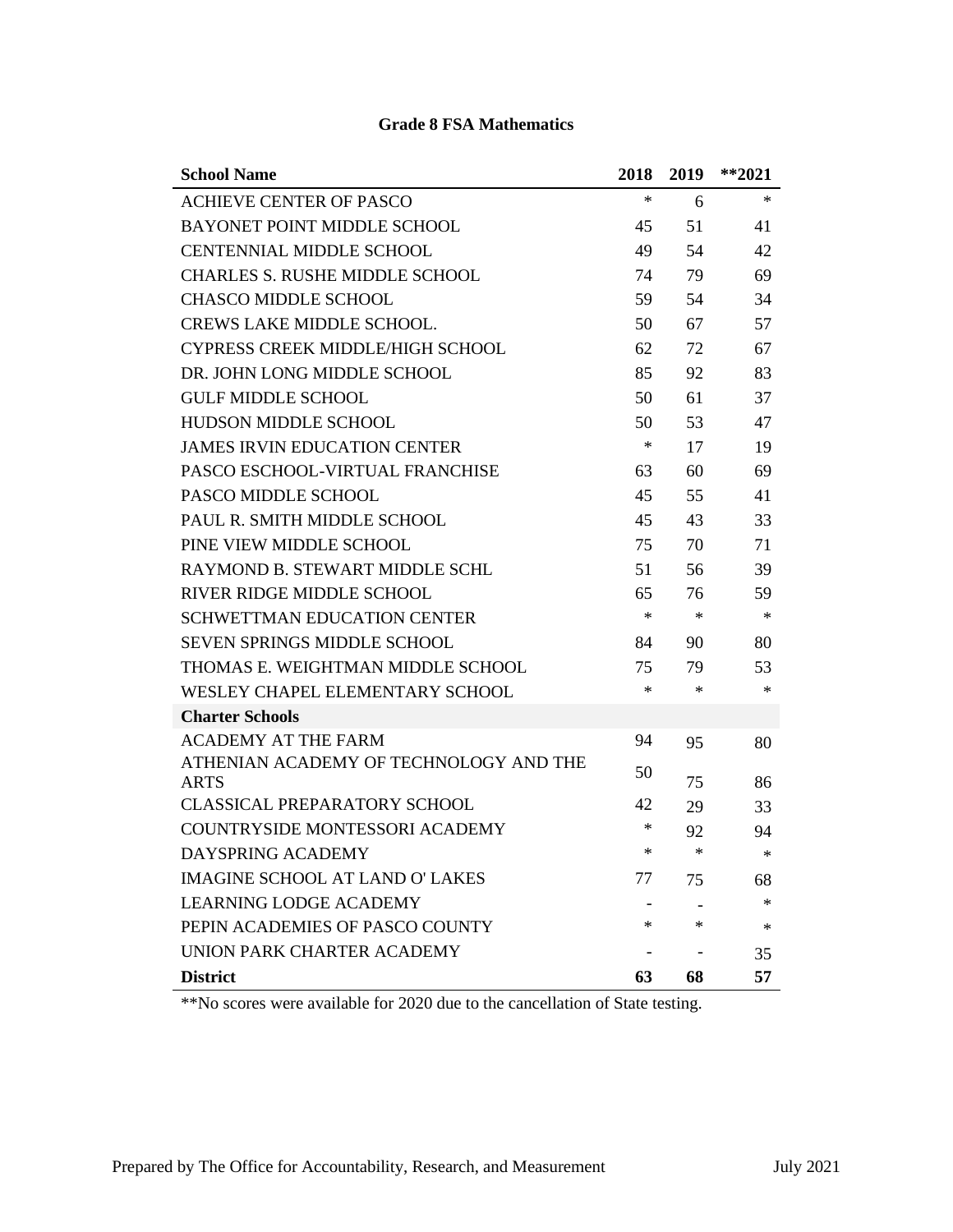# Grade 8 FSA Mathematics

| School Name | 2018 | 2019 | **2021 |
|---|---|---|---|
| ACHIEVE CENTER OF PASCO | * | 6 | * |
| BAYONET POINT MIDDLE SCHOOL | 45 | 51 | 41 |
| CENTENNIAL MIDDLE SCHOOL | 49 | 54 | 42 |
| CHARLES S. RUSHE MIDDLE SCHOOL | 74 | 79 | 69 |
| CHASCO MIDDLE SCHOOL | 59 | 54 | 34 |
| CREWS LAKE MIDDLE SCHOOL. | 50 | 67 | 57 |
| CYPRESS CREEK MIDDLE/HIGH SCHOOL | 62 | 72 | 67 |
| DR. JOHN LONG MIDDLE SCHOOL | 85 | 92 | 83 |
| GULF MIDDLE SCHOOL | 50 | 61 | 37 |
| HUDSON MIDDLE SCHOOL | 50 | 53 | 47 |
| JAMES IRVIN EDUCATION CENTER | * | 17 | 19 |
| PASCO ESCHOOL-VIRTUAL FRANCHISE | 63 | 60 | 69 |
| PASCO MIDDLE SCHOOL | 45 | 55 | 41 |
| PAUL R. SMITH MIDDLE SCHOOL | 45 | 43 | 33 |
| PINE VIEW MIDDLE SCHOOL | 75 | 70 | 71 |
| RAYMOND B. STEWART MIDDLE SCHL | 51 | 56 | 39 |
| RIVER RIDGE MIDDLE SCHOOL | 65 | 76 | 59 |
| SCHWETTMAN EDUCATION CENTER | * | * | * |
| SEVEN SPRINGS MIDDLE SCHOOL | 84 | 90 | 80 |
| THOMAS E. WEIGHTMAN MIDDLE SCHOOL | 75 | 79 | 53 |
| WESLEY CHAPEL ELEMENTARY SCHOOL | * | * | * |
| **Charter Schools** | | | |
| ACADEMY AT THE FARM | 94 | 95 | 80 |
| ATHENIAN ACADEMY OF TECHNOLOGY AND THE ARTS | 50 | 75 | 86 |
| CLASSICAL PREPARATORY SCHOOL | 42 | 29 | 33 |
| COUNTRYSIDE MONTESSORI ACADEMY | * | 92 | 94 |
| DAYSPRING ACADEMY | * | * | * |
| IMAGINE SCHOOL AT LAND O' LAKES | 77 | 75 | 68 |
| LEARNING LODGE ACADEMY | - | - | * |
| PEPIN ACADEMIES OF PASCO COUNTY | * | * | * |
| UNION PARK CHARTER ACADEMY | - | - | 35 |
| **District** | **63** | **68** | **57** |

**No scores were available for 2020 due to the cancellation of State testing.

Prepared by The Office for Accountability, Research, and Measurement July 2021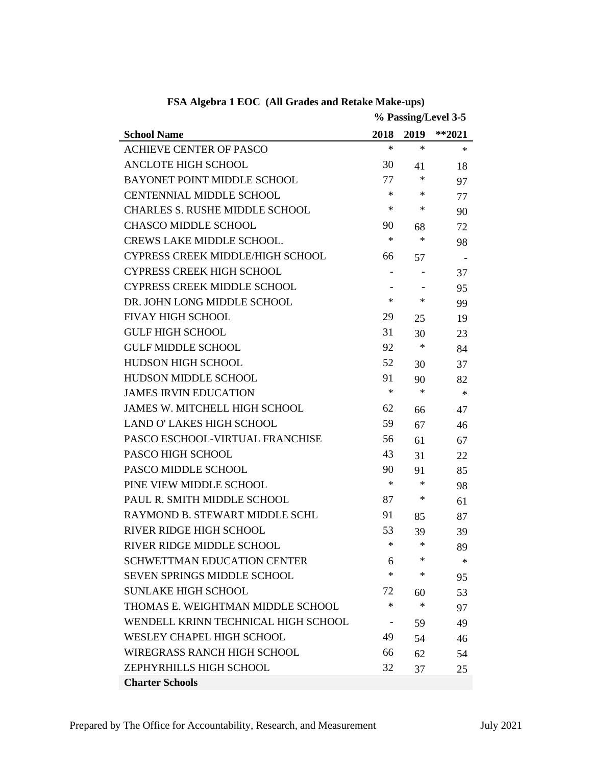**FSA Algebra 1 EOC (All Grades and Retake Make-ups)**

| School Name | % Passing/Level 3-5 | | |
|---|---|---|---|
| | 2018 | 2019 | **2021 |
| ACHIEVE CENTER OF PASCO | * | * | * |
| ANCLOTE HIGH SCHOOL | 30 | 41 | 18 |
| BAYONET POINT MIDDLE SCHOOL | 77 | * | 97 |
| CENTENNIAL MIDDLE SCHOOL | * | * | 77 |
| CHARLES S. RUSHE MIDDLE SCHOOL | * | * | 90 |
| CHASCO MIDDLE SCHOOL | 90 | 68 | 72 |
| CREWS LAKE MIDDLE SCHOOL. | * | * | 98 |
| CYPRESS CREEK MIDDLE/HIGH SCHOOL | 66 | 57 | - |
| CYPRESS CREEK HIGH SCHOOL | - | - | 37 |
| CYPRESS CREEK MIDDLE SCHOOL | - | - | 95 |
| DR. JOHN LONG MIDDLE SCHOOL | * | * | 99 |
| FIVAY HIGH SCHOOL | 29 | 25 | 19 |
| GULF HIGH SCHOOL | 31 | 30 | 23 |
| GULF MIDDLE SCHOOL | 92 | * | 84 |
| HUDSON HIGH SCHOOL | 52 | 30 | 37 |
| HUDSON MIDDLE SCHOOL | 91 | 90 | 82 |
| JAMES IRVIN EDUCATION | * | * | * |
| JAMES W. MITCHELL HIGH SCHOOL | 62 | 66 | 47 |
| LAND O' LAKES HIGH SCHOOL | 59 | 67 | 46 |
| PASCO ESCHOOL-VIRTUAL FRANCHISE | 56 | 61 | 67 |
| PASCO HIGH SCHOOL | 43 | 31 | 22 |
| PASCO MIDDLE SCHOOL | 90 | 91 | 85 |
| PINE VIEW MIDDLE SCHOOL | * | * | 98 |
| PAUL R. SMITH MIDDLE SCHOOL | 87 | * | 61 |
| RAYMOND B. STEWART MIDDLE SCHL | 91 | 85 | 87 |
| RIVER RIDGE HIGH SCHOOL | 53 | 39 | 39 |
| RIVER RIDGE MIDDLE SCHOOL | * | * | 89 |
| SCHWETTMAN EDUCATION CENTER | 6 | * | * |
| SEVEN SPRINGS MIDDLE SCHOOL | * | * | 95 |
| SUNLAKE HIGH SCHOOL | 72 | 60 | 53 |
| THOMAS E. WEIGHTMAN MIDDLE SCHOOL | * | * | 97 |
| WENDELL KRINN TECHNICAL HIGH SCHOOL | - | 59 | 49 |
| WESLEY CHAPEL HIGH SCHOOL | 49 | 54 | 46 |
| WIREGRASS RANCH HIGH SCHOOL | 66 | 62 | 54 |
| ZEPHYRHILLS HIGH SCHOOL | 32 | 37 | 25 |
| **Charter Schools** | | | |

Prepared by The Office for Accountability, Research, and Measurement July 2021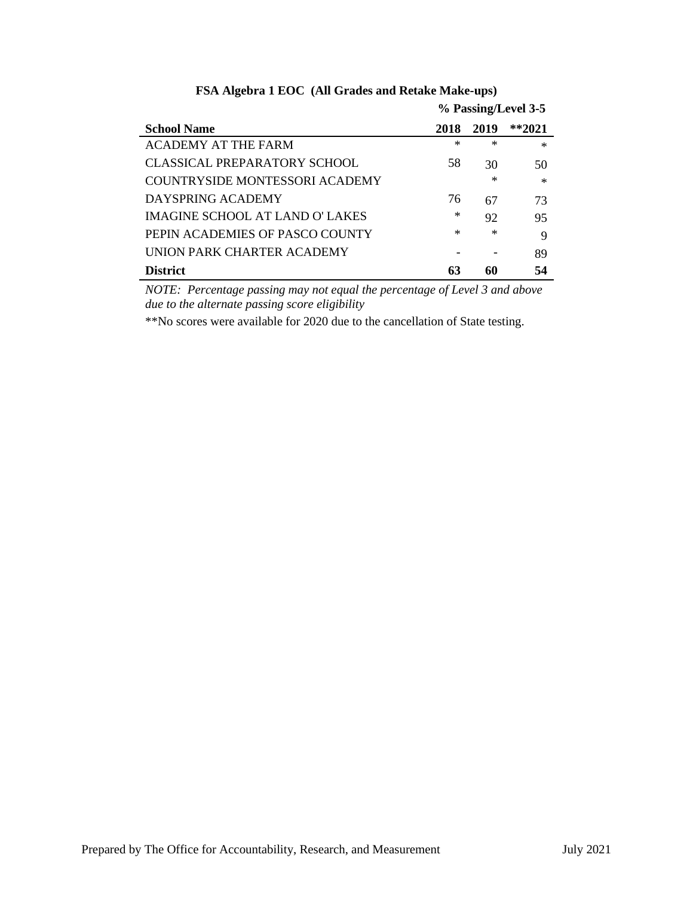**FSA Algebra 1 EOC (All Grades and Retake Make-ups)**

| School Name | % Passing/Level 3-5 | | |
|---|---|---|---|
| | 2018 | 2019 | **2021 |
| ACADEMY AT THE FARM | * | * | * |
| CLASSICAL PREPARATORY SCHOOL | 58 | 30 | 50 |
| COUNTRYSIDE MONTESSORI ACADEMY | | * | * |
| DAYSPRING ACADEMY | 76 | 67 | 73 |
| IMAGINE SCHOOL AT LAND O' LAKES | * | 92 | 95 |
| PEPIN ACADEMIES OF PASCO COUNTY | * | * | 9 |
| UNION PARK CHARTER ACADEMY | - | - | 89 |
| **District** | **63** | **60** | **54** |

*NOTE: Percentage passing may not equal the percentage of Level 3 and above due to the alternate passing score eligibility*

**No scores were available for 2020 due to the cancellation of State testing.

Prepared by The Office for Accountability, Research, and Measurement July 2021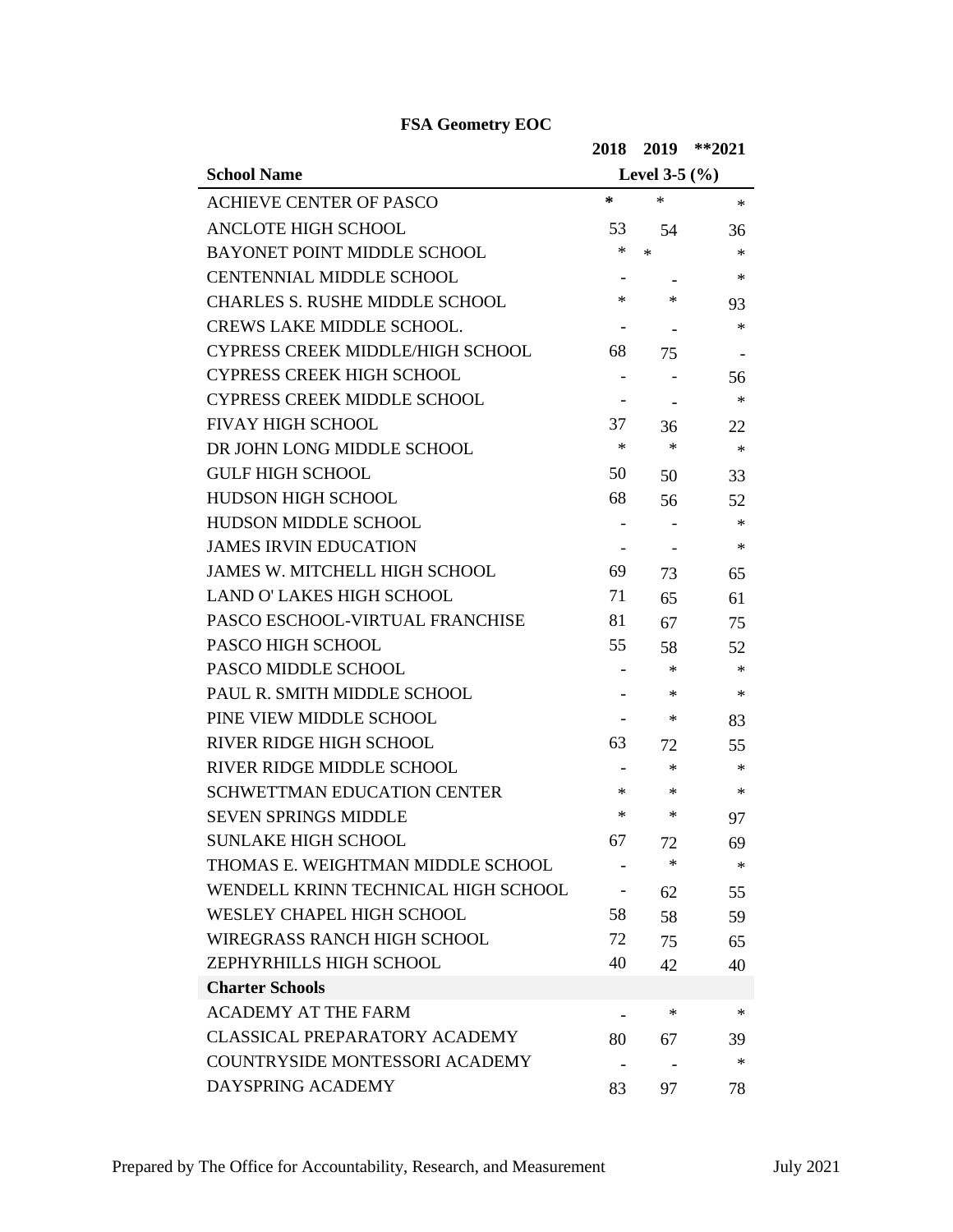**FSA Geometry EOC**

| School Name | 2018 | 2019 | **2021 |
|---|---|---|---|
| | Level 3-5 (%) | | |
| ACHIEVE CENTER OF PASCO | * | * | * |
| ANCLOTE HIGH SCHOOL | 53 | 54 | 36 |
| BAYONET POINT MIDDLE SCHOOL | * | * | * |
| CENTENNIAL MIDDLE SCHOOL | - | - | * |
| CHARLES S. RUSHE MIDDLE SCHOOL | * | * | 93 |
| CREWS LAKE MIDDLE SCHOOL. | - | - | * |
| CYPRESS CREEK MIDDLE/HIGH SCHOOL | 68 | 75 | - |
| CYPRESS CREEK HIGH SCHOOL | - | - | 56 |
| CYPRESS CREEK MIDDLE SCHOOL | - | - | * |
| FIVAY HIGH SCHOOL | 37 | 36 | 22 |
| DR JOHN LONG MIDDLE SCHOOL | * | * | * |
| GULF HIGH SCHOOL | 50 | 50 | 33 |
| HUDSON HIGH SCHOOL | 68 | 56 | 52 |
| HUDSON MIDDLE SCHOOL | - | - | * |
| JAMES IRVIN EDUCATION | - | - | * |
| JAMES W. MITCHELL HIGH SCHOOL | 69 | 73 | 65 |
| LAND O' LAKES HIGH SCHOOL | 71 | 65 | 61 |
| PASCO ESCHOOL-VIRTUAL FRANCHISE | 81 | 67 | 75 |
| PASCO HIGH SCHOOL | 55 | 58 | 52 |
| PASCO MIDDLE SCHOOL | - | * | * |
| PAUL R. SMITH MIDDLE SCHOOL | - | * | * |
| PINE VIEW MIDDLE SCHOOL | - | * | 83 |
| RIVER RIDGE HIGH SCHOOL | 63 | 72 | 55 |
| RIVER RIDGE MIDDLE SCHOOL | - | * | * |
| SCHWETTMAN EDUCATION CENTER | * | * | * |
| SEVEN SPRINGS MIDDLE | * | * | 97 |
| SUNLAKE HIGH SCHOOL | 67 | 72 | 69 |
| THOMAS E. WEIGHTMAN MIDDLE SCHOOL | - | * | * |
| WENDELL KRINN TECHNICAL HIGH SCHOOL | - | 62 | 55 |
| WESLEY CHAPEL HIGH SCHOOL | 58 | 58 | 59 |
| WIREGRASS RANCH HIGH SCHOOL | 72 | 75 | 65 |
| ZEPHYRHILLS HIGH SCHOOL | 40 | 42 | 40 |
| **Charter Schools** | | | |
| ACADEMY AT THE FARM | - | * | * |
| CLASSICAL PREPARATORY ACADEMY | 80 | 67 | 39 |
| COUNTRYSIDE MONTESSORI ACADEMY | - | - | * |
| DAYSPRING ACADEMY | 83 | 97 | 78 |

Prepared by The Office for Accountability, Research, and Measurement July 2021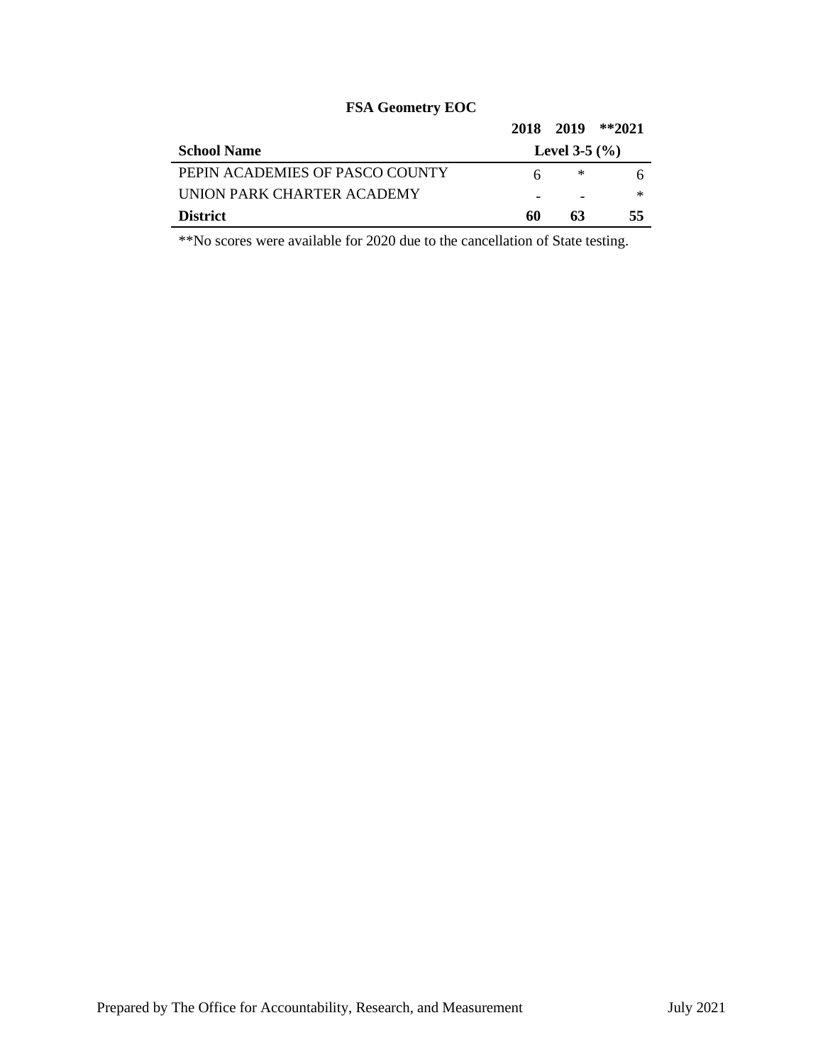**FSA Geometry EOC**

| School Name | 2018 | 2019 | **2021 |
|---|---|---|---|
| | Level 3-5 (%) | | |
| PEPIN ACADEMIES OF PASCO COUNTY | 6 | * | 6 |
| UNION PARK CHARTER ACADEMY | - | - | * |
| **District** | **60** | **63** | **55** |

**No scores were available for 2020 due to the cancellation of State testing.

Prepared by The Office for Accountability, Research, and Measurement July 2021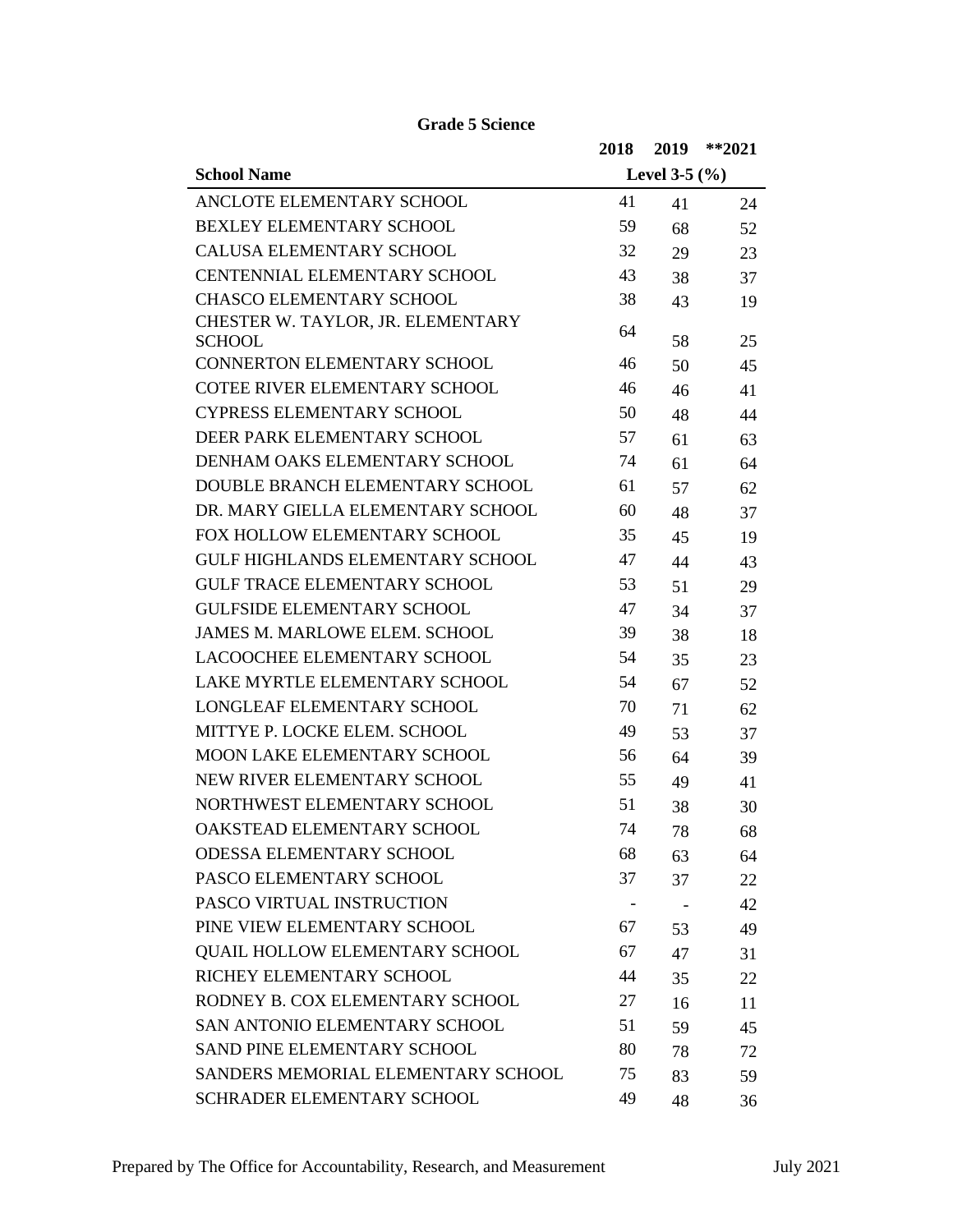**Grade 5 Science**

| School Name | 2018 | 2019 | **2021 |
|---|---|---|---|
| | Level 3-5 (%) | | |
| ANCLOTE ELEMENTARY SCHOOL | 41 | 41 | 24 |
| BEXLEY ELEMENTARY SCHOOL | 59 | 68 | 52 |
| CALUSA ELEMENTARY SCHOOL | 32 | 29 | 23 |
| CENTENNIAL ELEMENTARY SCHOOL | 43 | 38 | 37 |
| CHASCO ELEMENTARY SCHOOL | 38 | 43 | 19 |
| CHESTER W. TAYLOR, JR. ELEMENTARY SCHOOL | 64 | 58 | 25 |
| CONNERTON ELEMENTARY SCHOOL | 46 | 50 | 45 |
| COTEE RIVER ELEMENTARY SCHOOL | 46 | 46 | 41 |
| CYPRESS ELEMENTARY SCHOOL | 50 | 48 | 44 |
| DEER PARK ELEMENTARY SCHOOL | 57 | 61 | 63 |
| DENHAM OAKS ELEMENTARY SCHOOL | 74 | 61 | 64 |
| DOUBLE BRANCH ELEMENTARY SCHOOL | 61 | 57 | 62 |
| DR. MARY GIELLA ELEMENTARY SCHOOL | 60 | 48 | 37 |
| FOX HOLLOW ELEMENTARY SCHOOL | 35 | 45 | 19 |
| GULF HIGHLANDS ELEMENTARY SCHOOL | 47 | 44 | 43 |
| GULF TRACE ELEMENTARY SCHOOL | 53 | 51 | 29 |
| GULFSIDE ELEMENTARY SCHOOL | 47 | 34 | 37 |
| JAMES M. MARLOWE ELEM. SCHOOL | 39 | 38 | 18 |
| LACOOCHEE ELEMENTARY SCHOOL | 54 | 35 | 23 |
| LAKE MYRTLE ELEMENTARY SCHOOL | 54 | 67 | 52 |
| LONGLEAF ELEMENTARY SCHOOL | 70 | 71 | 62 |
| MITTYE P. LOCKE ELEM. SCHOOL | 49 | 53 | 37 |
| MOON LAKE ELEMENTARY SCHOOL | 56 | 64 | 39 |
| NEW RIVER ELEMENTARY SCHOOL | 55 | 49 | 41 |
| NORTHWEST ELEMENTARY SCHOOL | 51 | 38 | 30 |
| OAKSTEAD ELEMENTARY SCHOOL | 74 | 78 | 68 |
| ODESSA ELEMENTARY SCHOOL | 68 | 63 | 64 |
| PASCO ELEMENTARY SCHOOL | 37 | 37 | 22 |
| PASCO VIRTUAL INSTRUCTION | - | - | 42 |
| PINE VIEW ELEMENTARY SCHOOL | 67 | 53 | 49 |
| QUAIL HOLLOW ELEMENTARY SCHOOL | 67 | 47 | 31 |
| RICHEY ELEMENTARY SCHOOL | 44 | 35 | 22 |
| RODNEY B. COX ELEMENTARY SCHOOL | 27 | 16 | 11 |
| SAN ANTONIO ELEMENTARY SCHOOL | 51 | 59 | 45 |
| SAND PINE ELEMENTARY SCHOOL | 80 | 78 | 72 |
| SANDERS MEMORIAL ELEMENTARY SCHOOL | 75 | 83 | 59 |
| SCHRADER ELEMENTARY SCHOOL | 49 | 48 | 36 |

Prepared by The Office for Accountability, Research, and Measurement July 2021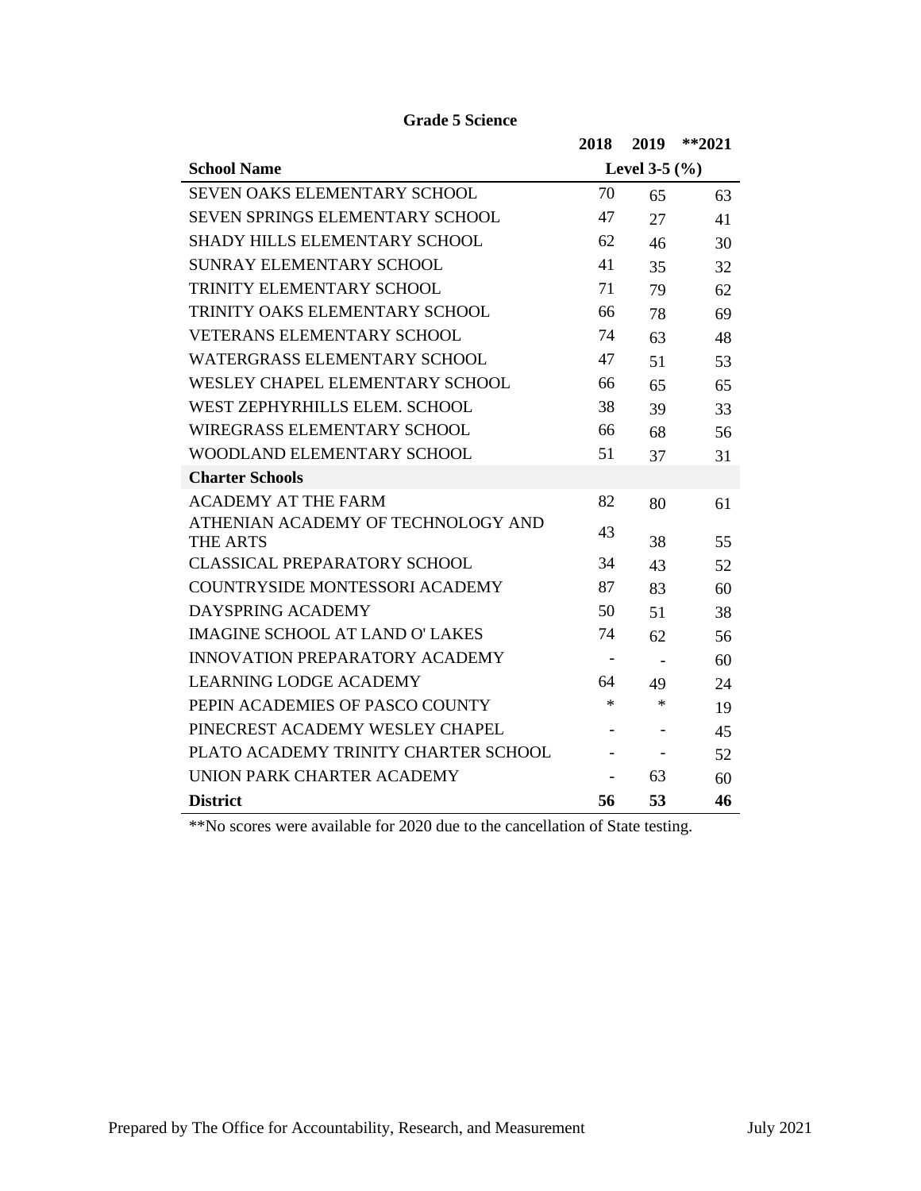**Grade 5 Science**

| School Name | 2018 | 2019 | **2021 |
|---|---|---|---|
| | Level 3-5 (%) | | |
| SEVEN OAKS ELEMENTARY SCHOOL | 70 | 65 | 63 |
| SEVEN SPRINGS ELEMENTARY SCHOOL | 47 | 27 | 41 |
| SHADY HILLS ELEMENTARY SCHOOL | 62 | 46 | 30 |
| SUNRAY ELEMENTARY SCHOOL | 41 | 35 | 32 |
| TRINITY ELEMENTARY SCHOOL | 71 | 79 | 62 |
| TRINITY OAKS ELEMENTARY SCHOOL | 66 | 78 | 69 |
| VETERANS ELEMENTARY SCHOOL | 74 | 63 | 48 |
| WATERGRASS ELEMENTARY SCHOOL | 47 | 51 | 53 |
| WESLEY CHAPEL ELEMENTARY SCHOOL | 66 | 65 | 65 |
| WEST ZEPHYRHILLS ELEM. SCHOOL | 38 | 39 | 33 |
| WIREGRASS ELEMENTARY SCHOOL | 66 | 68 | 56 |
| WOODLAND ELEMENTARY SCHOOL | 51 | 37 | 31 |
| **Charter Schools** | | | |
| ACADEMY AT THE FARM | 82 | 80 | 61 |
| ATHENIAN ACADEMY OF TECHNOLOGY AND THE ARTS | 43 | 38 | 55 |
| CLASSICAL PREPARATORY SCHOOL | 34 | 43 | 52 |
| COUNTRYSIDE MONTESSORI ACADEMY | 87 | 83 | 60 |
| DAYSPRING ACADEMY | 50 | 51 | 38 |
| IMAGINE SCHOOL AT LAND O' LAKES | 74 | 62 | 56 |
| INNOVATION PREPARATORY ACADEMY | - | - | 60 |
| LEARNING LODGE ACADEMY | 64 | 49 | 24 |
| PEPIN ACADEMIES OF PASCO COUNTY | * | * | 19 |
| PINECREST ACADEMY WESLEY CHAPEL | - | - | 45 |
| PLATO ACADEMY TRINITY CHARTER SCHOOL | - | - | 52 |
| UNION PARK CHARTER ACADEMY | - | 63 | 60 |
| **District** | **56** | **53** | **46** |

**No scores were available for 2020 due to the cancellation of State testing.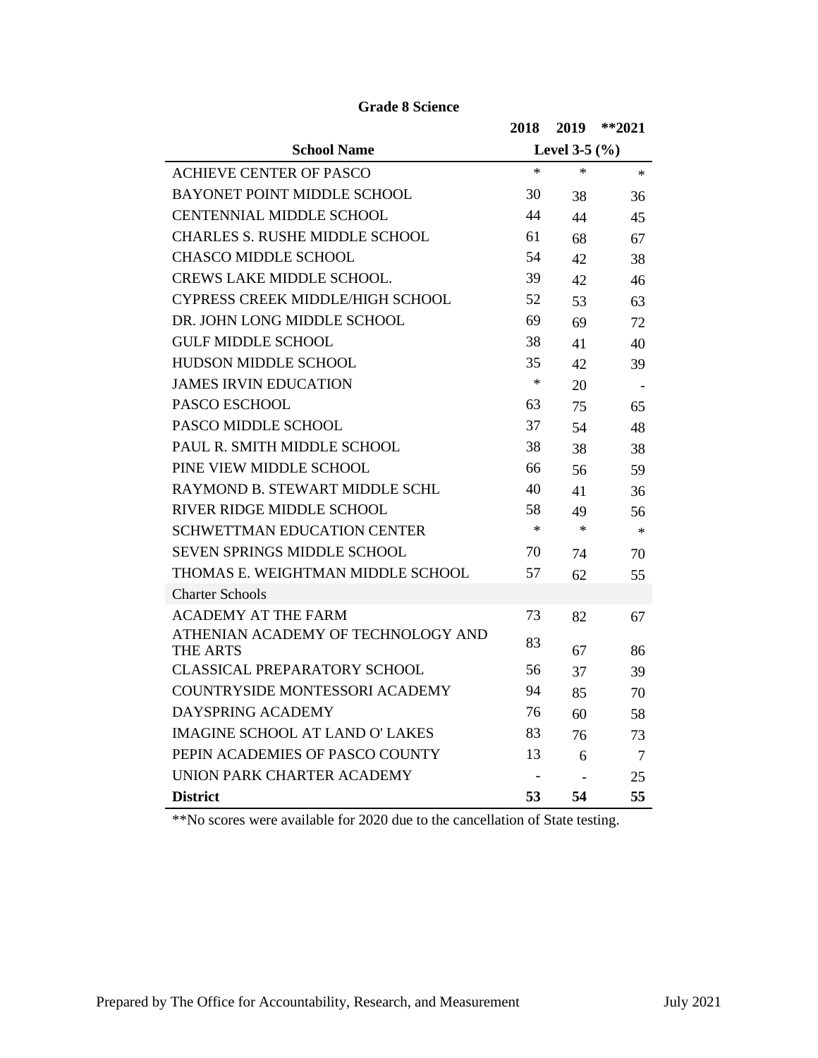## Grade 8 Science

| School Name | 2018 | 2019 | **2021 |
|---|---|---|---|
| | Level 3-5 (%) | | |
| ACHIEVE CENTER OF PASCO | * | * | * |
| BAYONET POINT MIDDLE SCHOOL | 30 | 38 | 36 |
| CENTENNIAL MIDDLE SCHOOL | 44 | 44 | 45 |
| CHARLES S. RUSHE MIDDLE SCHOOL | 61 | 68 | 67 |
| CHASCO MIDDLE SCHOOL | 54 | 42 | 38 |
| CREWS LAKE MIDDLE SCHOOL. | 39 | 42 | 46 |
| CYPRESS CREEK MIDDLE/HIGH SCHOOL | 52 | 53 | 63 |
| DR. JOHN LONG MIDDLE SCHOOL | 69 | 69 | 72 |
| GULF MIDDLE SCHOOL | 38 | 41 | 40 |
| HUDSON MIDDLE SCHOOL | 35 | 42 | 39 |
| JAMES IRVIN EDUCATION | * | 20 | - |
| PASCO ESCHOOL | 63 | 75 | 65 |
| PASCO MIDDLE SCHOOL | 37 | 54 | 48 |
| PAUL R. SMITH MIDDLE SCHOOL | 38 | 38 | 38 |
| PINE VIEW MIDDLE SCHOOL | 66 | 56 | 59 |
| RAYMOND B. STEWART MIDDLE SCHL | 40 | 41 | 36 |
| RIVER RIDGE MIDDLE SCHOOL | 58 | 49 | 56 |
| SCHWETTMAN EDUCATION CENTER | * | * | * |
| SEVEN SPRINGS MIDDLE SCHOOL | 70 | 74 | 70 |
| THOMAS E. WEIGHTMAN MIDDLE SCHOOL | 57 | 62 | 55 |
| Charter Schools | | | |
| ACADEMY AT THE FARM | 73 | 82 | 67 |
| ATHENIAN ACADEMY OF TECHNOLOGY AND THE ARTS | 83 | 67 | 86 |
| CLASSICAL PREPARATORY SCHOOL | 56 | 37 | 39 |
| COUNTRYSIDE MONTESSORI ACADEMY | 94 | 85 | 70 |
| DAYSPRING ACADEMY | 76 | 60 | 58 |
| IMAGINE SCHOOL AT LAND O' LAKES | 83 | 76 | 73 |
| PEPIN ACADEMIES OF PASCO COUNTY | 13 | 6 | 7 |
| UNION PARK CHARTER ACADEMY | - | - | 25 |
| **District** | **53** | **54** | **55** |

**No scores were available for 2020 due to the cancellation of State testing.

Prepared by The Office for Accountability, Research, and Measurement — July 2021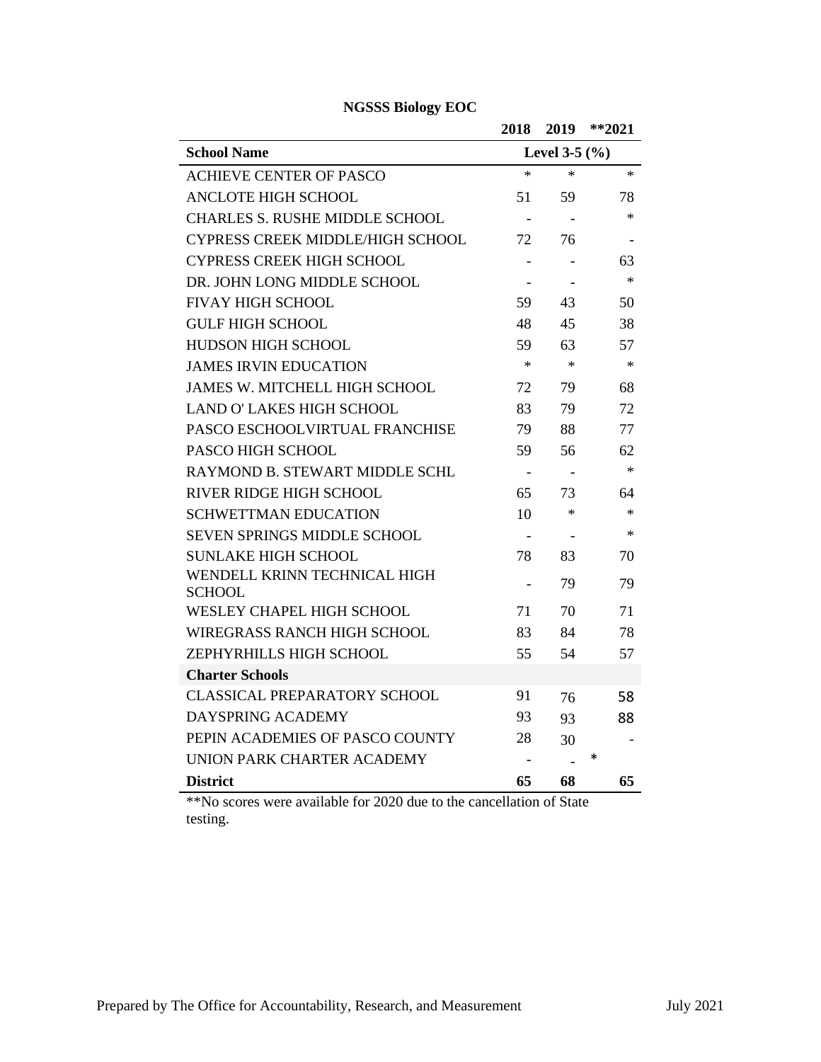**NGSSS Biology EOC**

| School Name | 2018 | 2019 | **2021 |
|---|---|---|---|
| | Level 3-5 (%) | | |
| ACHIEVE CENTER OF PASCO | * | * | * |
| ANCLOTE HIGH SCHOOL | 51 | 59 | 78 |
| CHARLES S. RUSHE MIDDLE SCHOOL | - | - | * |
| CYPRESS CREEK MIDDLE/HIGH SCHOOL | 72 | 76 | - |
| CYPRESS CREEK HIGH SCHOOL | - | - | 63 |
| DR. JOHN LONG MIDDLE SCHOOL | - | - | * |
| FIVAY HIGH SCHOOL | 59 | 43 | 50 |
| GULF HIGH SCHOOL | 48 | 45 | 38 |
| HUDSON HIGH SCHOOL | 59 | 63 | 57 |
| JAMES IRVIN EDUCATION | * | * | * |
| JAMES W. MITCHELL HIGH SCHOOL | 72 | 79 | 68 |
| LAND O' LAKES HIGH SCHOOL | 83 | 79 | 72 |
| PASCO ESCHOOLVIRTUAL FRANCHISE | 79 | 88 | 77 |
| PASCO HIGH SCHOOL | 59 | 56 | 62 |
| RAYMOND B. STEWART MIDDLE SCHL | - | - | * |
| RIVER RIDGE HIGH SCHOOL | 65 | 73 | 64 |
| SCHWETTMAN EDUCATION | 10 | * | * |
| SEVEN SPRINGS MIDDLE SCHOOL | - | - | * |
| SUNLAKE HIGH SCHOOL | 78 | 83 | 70 |
| WENDELL KRINN TECHNICAL HIGH SCHOOL | - | 79 | 79 |
| WESLEY CHAPEL HIGH SCHOOL | 71 | 70 | 71 |
| WIREGRASS RANCH HIGH SCHOOL | 83 | 84 | 78 |
| ZEPHYRHILLS HIGH SCHOOL | 55 | 54 | 57 |
| **Charter Schools** | | | |
| CLASSICAL PREPARATORY SCHOOL | 91 | 76 | 58 |
| DAYSPRING ACADEMY | 93 | 93 | 88 |
| PEPIN ACADEMIES OF PASCO COUNTY | 28 | 30 | - |
| UNION PARK CHARTER ACADEMY | - | - | * |
| **District** | **65** | **68** | **65** |

**No scores were available for 2020 due to the cancellation of State testing.

Prepared by The Office for Accountability, Research, and Measurement July 2021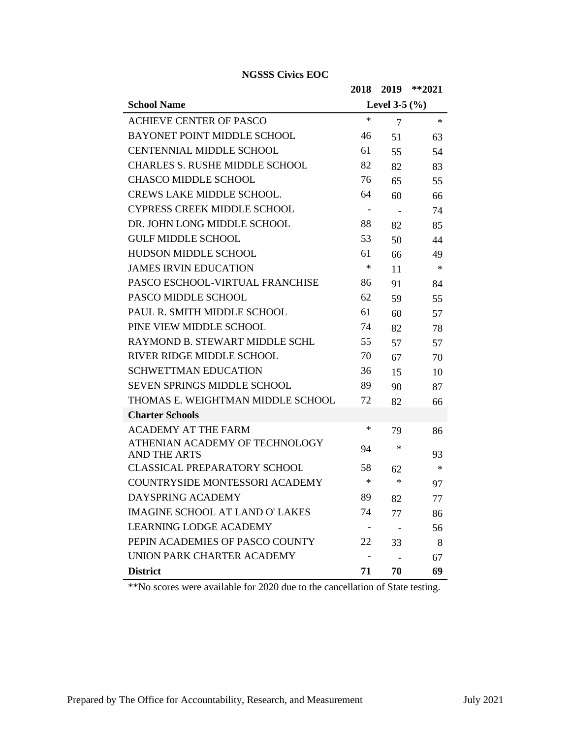**NGSSS Civics EOC**

| School Name | 2018 | 2019 | **2021 |
|---|---|---|---|
| | Level 3-5 (%) | | |
| ACHIEVE CENTER OF PASCO | * | 7 | * |
| BAYONET POINT MIDDLE SCHOOL | 46 | 51 | 63 |
| CENTENNIAL MIDDLE SCHOOL | 61 | 55 | 54 |
| CHARLES S. RUSHE MIDDLE SCHOOL | 82 | 82 | 83 |
| CHASCO MIDDLE SCHOOL | 76 | 65 | 55 |
| CREWS LAKE MIDDLE SCHOOL. | 64 | 60 | 66 |
| CYPRESS CREEK MIDDLE SCHOOL | - | - | 74 |
| DR. JOHN LONG MIDDLE SCHOOL | 88 | 82 | 85 |
| GULF MIDDLE SCHOOL | 53 | 50 | 44 |
| HUDSON MIDDLE SCHOOL | 61 | 66 | 49 |
| JAMES IRVIN EDUCATION | * | 11 | * |
| PASCO ESCHOOL-VIRTUAL FRANCHISE | 86 | 91 | 84 |
| PASCO MIDDLE SCHOOL | 62 | 59 | 55 |
| PAUL R. SMITH MIDDLE SCHOOL | 61 | 60 | 57 |
| PINE VIEW MIDDLE SCHOOL | 74 | 82 | 78 |
| RAYMOND B. STEWART MIDDLE SCHL | 55 | 57 | 57 |
| RIVER RIDGE MIDDLE SCHOOL | 70 | 67 | 70 |
| SCHWETTMAN EDUCATION | 36 | 15 | 10 |
| SEVEN SPRINGS MIDDLE SCHOOL | 89 | 90 | 87 |
| THOMAS E. WEIGHTMAN MIDDLE SCHOOL | 72 | 82 | 66 |
| **Charter Schools** | | | |
| ACADEMY AT THE FARM | * | 79 | 86 |
| ATHENIAN ACADEMY OF TECHNOLOGY AND THE ARTS | 94 | * | 93 |
| CLASSICAL PREPARATORY SCHOOL | 58 | 62 | * |
| COUNTRYSIDE MONTESSORI ACADEMY | * | * | 97 |
| DAYSPRING ACADEMY | 89 | 82 | 77 |
| IMAGINE SCHOOL AT LAND O' LAKES | 74 | 77 | 86 |
| LEARNING LODGE ACADEMY | - | - | 56 |
| PEPIN ACADEMIES OF PASCO COUNTY | 22 | 33 | 8 |
| UNION PARK CHARTER ACADEMY | - | - | 67 |
| **District** | **71** | **70** | **69** |

**No scores were available for 2020 due to the cancellation of State testing.

Prepared by The Office for Accountability, Research, and Measurement — July 2021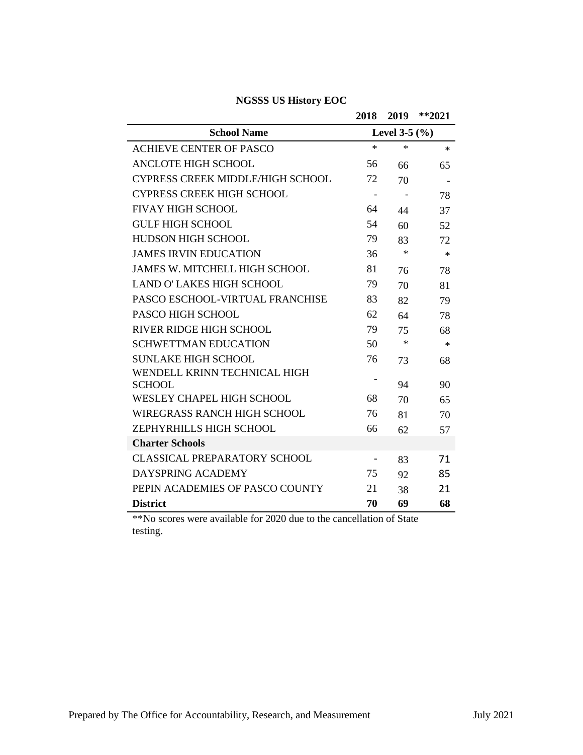**NGSSS US History EOC**

| School Name | 2018 | 2019 | **2021 |
|---|---|---|---|
| | Level 3-5 (%) | | |
| ACHIEVE CENTER OF PASCO | * | * | * |
| ANCLOTE HIGH SCHOOL | 56 | 66 | 65 |
| CYPRESS CREEK MIDDLE/HIGH SCHOOL | 72 | 70 | - |
| CYPRESS CREEK HIGH SCHOOL | - | - | 78 |
| FIVAY HIGH SCHOOL | 64 | 44 | 37 |
| GULF HIGH SCHOOL | 54 | 60 | 52 |
| HUDSON HIGH SCHOOL | 79 | 83 | 72 |
| JAMES IRVIN EDUCATION | 36 | * | * |
| JAMES W. MITCHELL HIGH SCHOOL | 81 | 76 | 78 |
| LAND O' LAKES HIGH SCHOOL | 79 | 70 | 81 |
| PASCO ESCHOOL-VIRTUAL FRANCHISE | 83 | 82 | 79 |
| PASCO HIGH SCHOOL | 62 | 64 | 78 |
| RIVER RIDGE HIGH SCHOOL | 79 | 75 | 68 |
| SCHWETTMAN EDUCATION | 50 | * | * |
| SUNLAKE HIGH SCHOOL | 76 | 73 | 68 |
| WENDELL KRINN TECHNICAL HIGH SCHOOL | - | 94 | 90 |
| WESLEY CHAPEL HIGH SCHOOL | 68 | 70 | 65 |
| WIREGRASS RANCH HIGH SCHOOL | 76 | 81 | 70 |
| ZEPHYRHILLS HIGH SCHOOL | 66 | 62 | 57 |
| **Charter Schools** | | | |
| CLASSICAL PREPARATORY SCHOOL | - | 83 | 71 |
| DAYSPRING ACADEMY | 75 | 92 | 85 |
| PEPIN ACADEMIES OF PASCO COUNTY | 21 | 38 | 21 |
| **District** | **70** | **69** | **68** |

**No scores were available for 2020 due to the cancellation of State testing.

Prepared by The Office for Accountability, Research, and Measurement July 2021